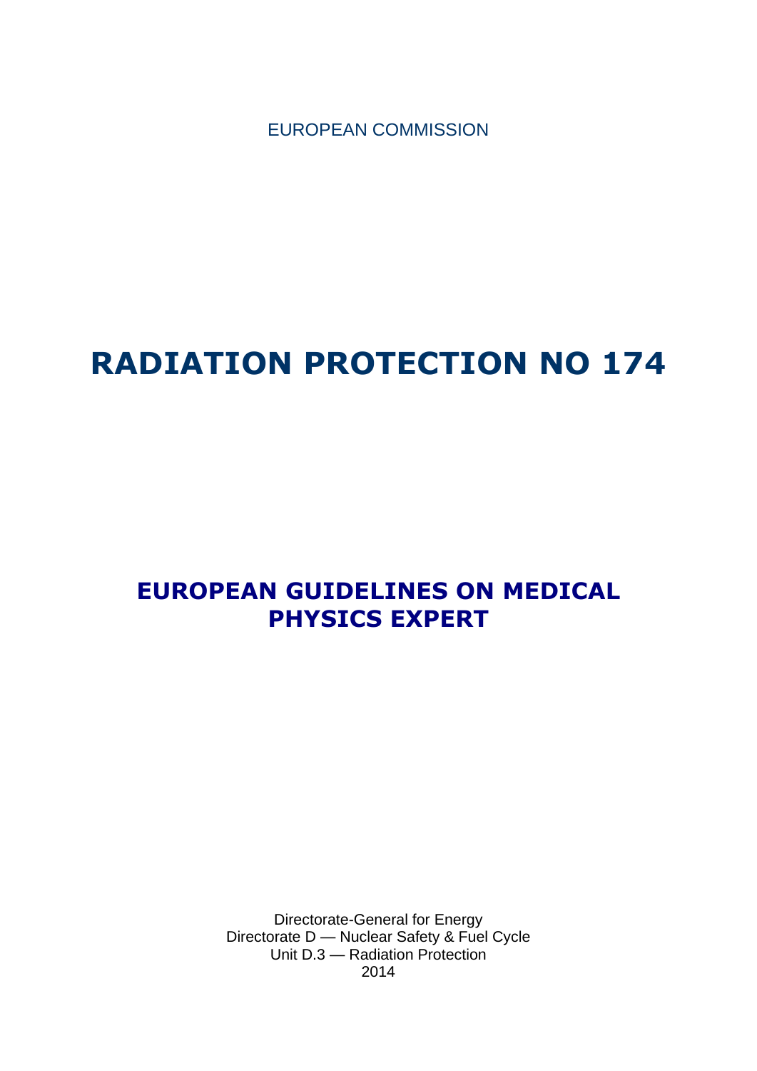EUROPEAN COMMISSION

# RADIATION PROTECTION NO 174

## EUROPEAN GUIDELINES ON MEDICAL PHYSICS EXPERT

Directorate-General for Energy
Directorate D — Nuclear Safety & Fuel Cycle
Unit D.3 — Radiation Protection
2014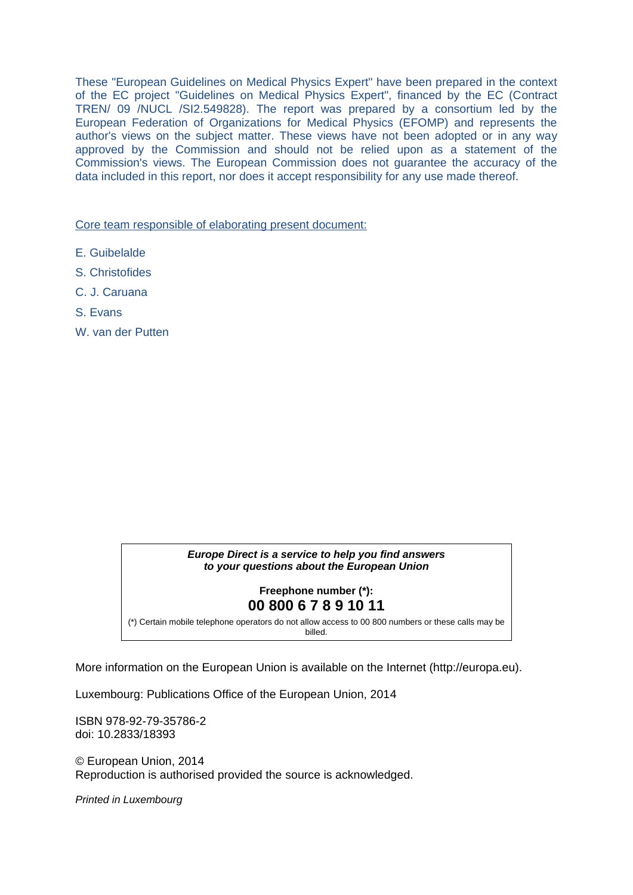These "European Guidelines on Medical Physics Expert" have been prepared in the context of the EC project "Guidelines on Medical Physics Expert", financed by the EC (Contract TREN/ 09 /NUCL /SI2.549828). The report was prepared by a consortium led by the European Federation of Organizations for Medical Physics (EFOMP) and represents the author's views on the subject matter. These views have not been adopted or in any way approved by the Commission and should not be relied upon as a statement of the Commission's views. The European Commission does not guarantee the accuracy of the data included in this report, nor does it accept responsibility for any use made thereof.

Core team responsible of elaborating present document:

E. Guibelalde

S. Christofides

C. J. Caruana

S. Evans

W. van der Putten

***Europe Direct is a service to help you find answers to your questions about the European Union***

**Freephone number (*):**

**00 800 6 7 8 9 10 11**

(*) Certain mobile telephone operators do not allow access to 00 800 numbers or these calls may be billed.

More information on the European Union is available on the Internet (http://europa.eu).

Luxembourg: Publications Office of the European Union, 2014

ISBN 978-92-79-35786-2
doi: 10.2833/18393

© European Union, 2014
Reproduction is authorised provided the source is acknowledged.

*Printed in Luxembourg*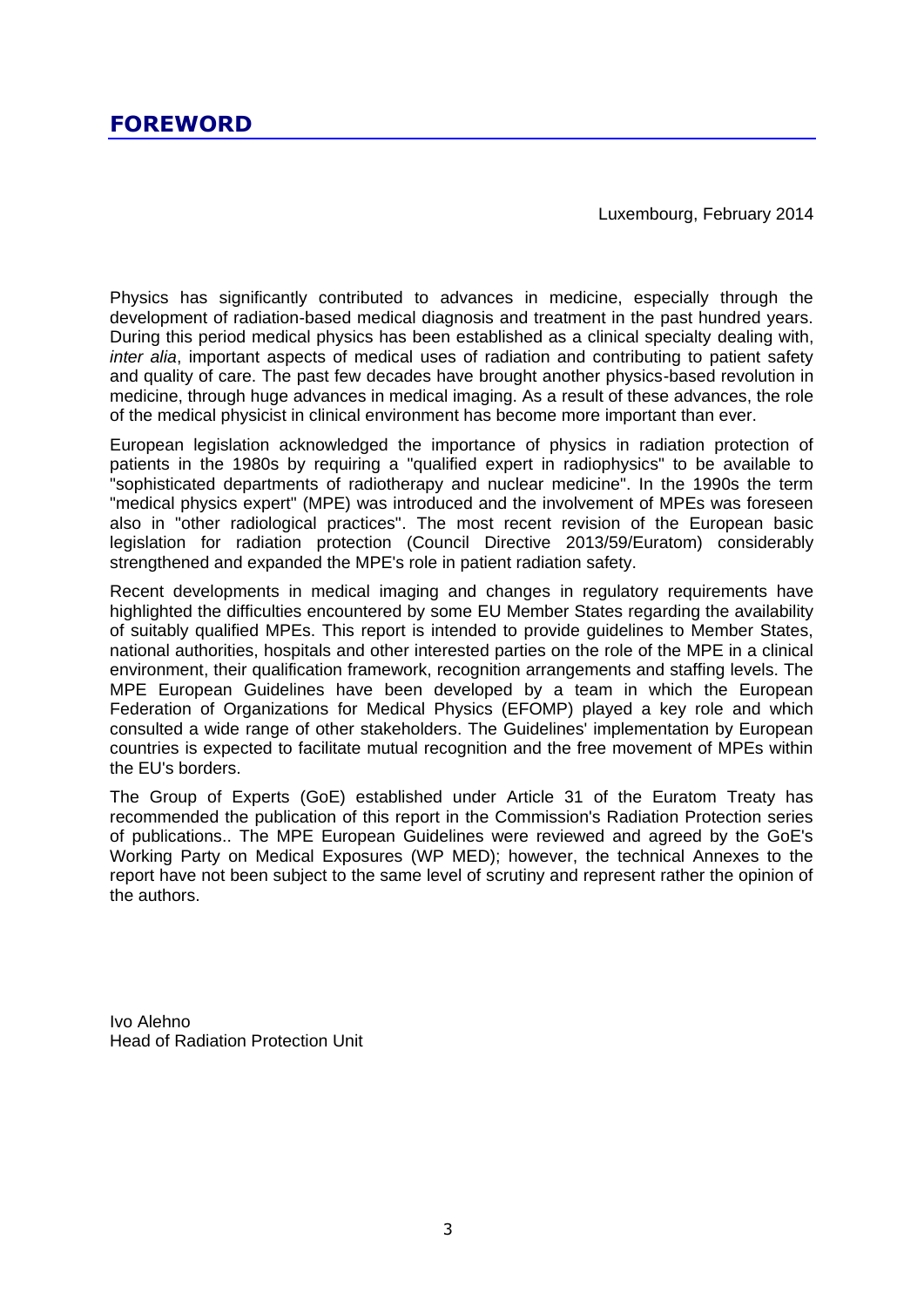## FOREWORD

Luxembourg, February 2014

Physics has significantly contributed to advances in medicine, especially through the development of radiation-based medical diagnosis and treatment in the past hundred years. During this period medical physics has been established as a clinical specialty dealing with, *inter alia*, important aspects of medical uses of radiation and contributing to patient safety and quality of care. The past few decades have brought another physics-based revolution in medicine, through huge advances in medical imaging. As a result of these advances, the role of the medical physicist in clinical environment has become more important than ever.

European legislation acknowledged the importance of physics in radiation protection of patients in the 1980s by requiring a "qualified expert in radiophysics" to be available to "sophisticated departments of radiotherapy and nuclear medicine". In the 1990s the term "medical physics expert" (MPE) was introduced and the involvement of MPEs was foreseen also in "other radiological practices". The most recent revision of the European basic legislation for radiation protection (Council Directive 2013/59/Euratom) considerably strengthened and expanded the MPE's role in patient radiation safety.

Recent developments in medical imaging and changes in regulatory requirements have highlighted the difficulties encountered by some EU Member States regarding the availability of suitably qualified MPEs. This report is intended to provide guidelines to Member States, national authorities, hospitals and other interested parties on the role of the MPE in a clinical environment, their qualification framework, recognition arrangements and staffing levels. The MPE European Guidelines have been developed by a team in which the European Federation of Organizations for Medical Physics (EFOMP) played a key role and which consulted a wide range of other stakeholders. The Guidelines' implementation by European countries is expected to facilitate mutual recognition and the free movement of MPEs within the EU's borders.

The Group of Experts (GoE) established under Article 31 of the Euratom Treaty has recommended the publication of this report in the Commission's Radiation Protection series of publications.. The MPE European Guidelines were reviewed and agreed by the GoE's Working Party on Medical Exposures (WP MED); however, the technical Annexes to the report have not been subject to the same level of scrutiny and represent rather the opinion of the authors.

Ivo Alehno  
Head of Radiation Protection Unit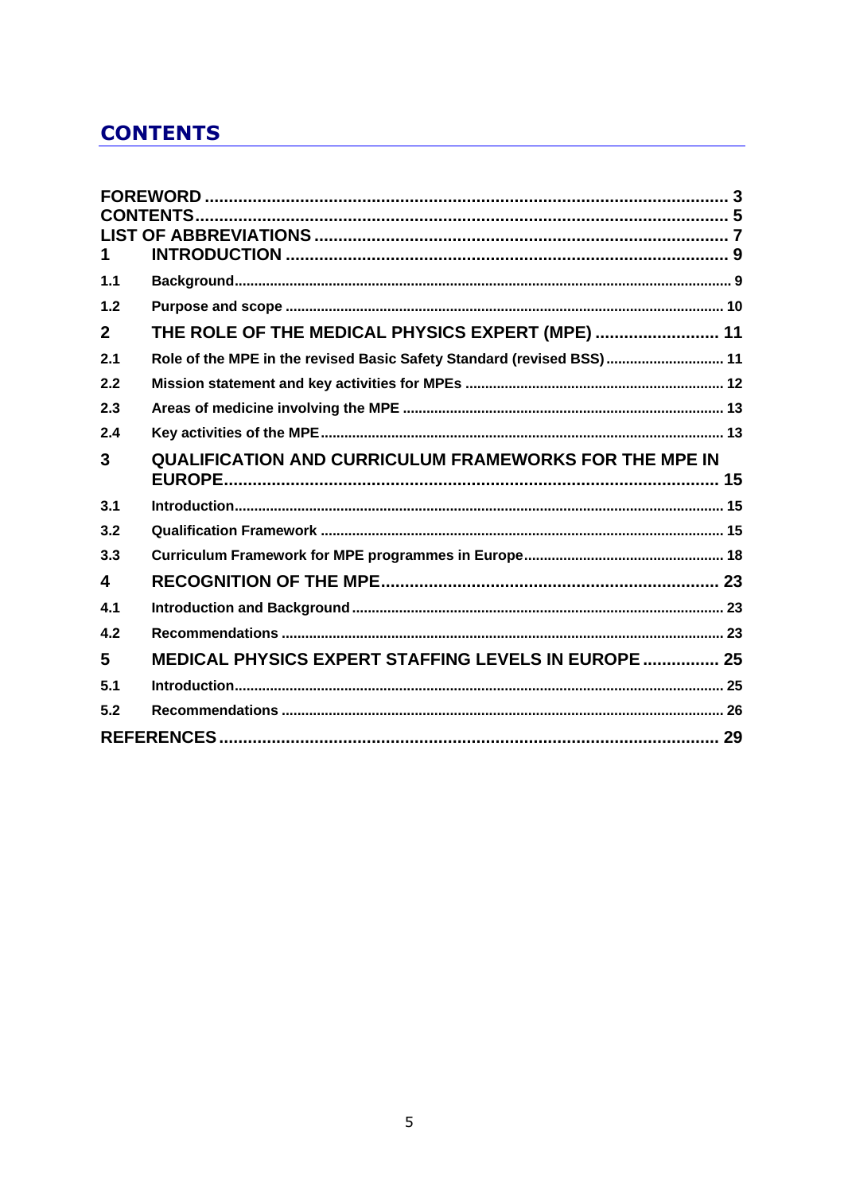# CONTENTS

| | | |
|---|---|---|
| **FOREWORD** | | **3** |
| **CONTENTS** | | **5** |
| **LIST OF ABBREVIATIONS** | | **7** |
| **1** | **INTRODUCTION** | **9** |
| 1.1 | Background | 9 |
| 1.2 | Purpose and scope | 10 |
| **2** | **THE ROLE OF THE MEDICAL PHYSICS EXPERT (MPE)** | **11** |
| 2.1 | Role of the MPE in the revised Basic Safety Standard (revised BSS) | 11 |
| 2.2 | Mission statement and key activities for MPEs | 12 |
| 2.3 | Areas of medicine involving the MPE | 13 |
| 2.4 | Key activities of the MPE | 13 |
| **3** | **QUALIFICATION AND CURRICULUM FRAMEWORKS FOR THE MPE IN EUROPE** | **15** |
| 3.1 | Introduction | 15 |
| 3.2 | Qualification Framework | 15 |
| 3.3 | Curriculum Framework for MPE programmes in Europe | 18 |
| **4** | **RECOGNITION OF THE MPE** | **23** |
| 4.1 | Introduction and Background | 23 |
| 4.2 | Recommendations | 23 |
| **5** | **MEDICAL PHYSICS EXPERT STAFFING LEVELS IN EUROPE** | **25** |
| 5.1 | Introduction | 25 |
| 5.2 | Recommendations | 26 |
| **REFERENCES** | | **29** |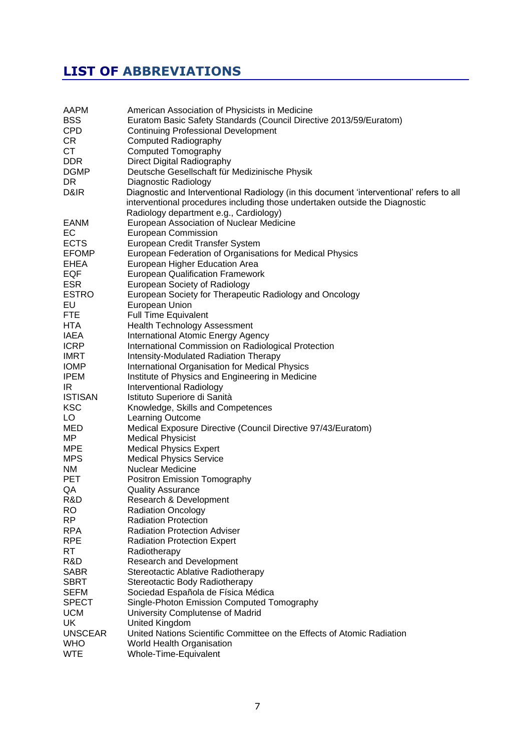## LIST OF ABBREVIATIONS

| | |
|---|---|
| AAPM | American Association of Physicists in Medicine |
| BSS | Euratom Basic Safety Standards (Council Directive 2013/59/Euratom) |
| CPD | Continuing Professional Development |
| CR | Computed Radiography |
| CT | Computed Tomography |
| DDR | Direct Digital Radiography |
| DGMP | Deutsche Gesellschaft für Medizinische Physik |
| DR | Diagnostic Radiology |
| D&IR | Diagnostic and Interventional Radiology (in this document 'interventional' refers to all interventional procedures including those undertaken outside the Diagnostic Radiology department e.g., Cardiology) |
| EANM | European Association of Nuclear Medicine |
| EC | European Commission |
| ECTS | European Credit Transfer System |
| EFOMP | European Federation of Organisations for Medical Physics |
| EHEA | European Higher Education Area |
| EQF | European Qualification Framework |
| ESR | European Society of Radiology |
| ESTRO | European Society for Therapeutic Radiology and Oncology |
| EU | European Union |
| FTE | Full Time Equivalent |
| HTA | Health Technology Assessment |
| IAEA | International Atomic Energy Agency |
| ICRP | International Commission on Radiological Protection |
| IMRT | Intensity-Modulated Radiation Therapy |
| IOMP | International Organisation for Medical Physics |
| IPEM | Institute of Physics and Engineering in Medicine |
| IR | Interventional Radiology |
| ISTISAN | Istituto Superiore di Sanità |
| KSC | Knowledge, Skills and Competences |
| LO | Learning Outcome |
| MED | Medical Exposure Directive (Council Directive 97/43/Euratom) |
| MP | Medical Physicist |
| MPE | Medical Physics Expert |
| MPS | Medical Physics Service |
| NM | Nuclear Medicine |
| PET | Positron Emission Tomography |
| QA | Quality Assurance |
| R&D | Research & Development |
| RO | Radiation Oncology |
| RP | Radiation Protection |
| RPA | Radiation Protection Adviser |
| RPE | Radiation Protection Expert |
| RT | Radiotherapy |
| R&D | Research and Development |
| SABR | Stereotactic Ablative Radiotherapy |
| SBRT | Stereotactic Body Radiotherapy |
| SEFM | Sociedad Española de Física Médica |
| SPECT | Single-Photon Emission Computed Tomography |
| UCM | University Complutense of Madrid |
| UK | United Kingdom |
| UNSCEAR | United Nations Scientific Committee on the Effects of Atomic Radiation |
| WHO | World Health Organisation |
| WTE | Whole-Time-Equivalent |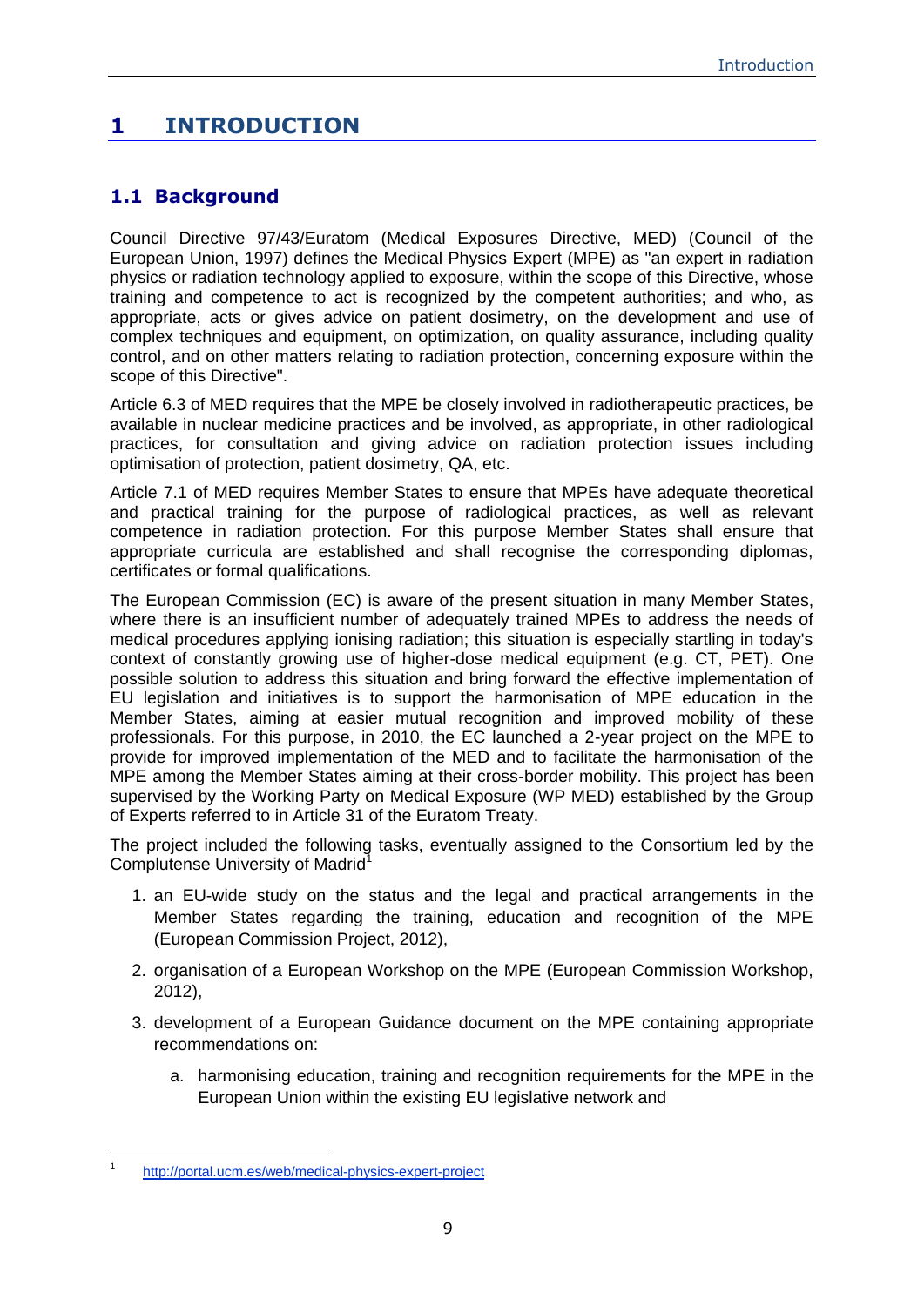# 1 INTRODUCTION

## 1.1 Background

Council Directive 97/43/Euratom (Medical Exposures Directive, MED) (Council of the European Union, 1997) defines the Medical Physics Expert (MPE) as "an expert in radiation physics or radiation technology applied to exposure, within the scope of this Directive, whose training and competence to act is recognized by the competent authorities; and who, as appropriate, acts or gives advice on patient dosimetry, on the development and use of complex techniques and equipment, on optimization, on quality assurance, including quality control, and on other matters relating to radiation protection, concerning exposure within the scope of this Directive".

Article 6.3 of MED requires that the MPE be closely involved in radiotherapeutic practices, be available in nuclear medicine practices and be involved, as appropriate, in other radiological practices, for consultation and giving advice on radiation protection issues including optimisation of protection, patient dosimetry, QA, etc.

Article 7.1 of MED requires Member States to ensure that MPEs have adequate theoretical and practical training for the purpose of radiological practices, as well as relevant competence in radiation protection. For this purpose Member States shall ensure that appropriate curricula are established and shall recognise the corresponding diplomas, certificates or formal qualifications.

The European Commission (EC) is aware of the present situation in many Member States, where there is an insufficient number of adequately trained MPEs to address the needs of medical procedures applying ionising radiation; this situation is especially startling in today's context of constantly growing use of higher-dose medical equipment (e.g. CT, PET). One possible solution to address this situation and bring forward the effective implementation of EU legislation and initiatives is to support the harmonisation of MPE education in the Member States, aiming at easier mutual recognition and improved mobility of these professionals. For this purpose, in 2010, the EC launched a 2-year project on the MPE to provide for improved implementation of the MED and to facilitate the harmonisation of the MPE among the Member States aiming at their cross-border mobility. This project has been supervised by the Working Party on Medical Exposure (WP MED) established by the Group of Experts referred to in Article 31 of the Euratom Treaty.

The project included the following tasks, eventually assigned to the Consortium led by the Complutense University of Madrid[1]

1. an EU-wide study on the status and the legal and practical arrangements in the Member States regarding the training, education and recognition of the MPE (European Commission Project, 2012),
2. organisation of a European Workshop on the MPE (European Commission Workshop, 2012),
3. development of a European Guidance document on the MPE containing appropriate recommendations on:
    a. harmonising education, training and recognition requirements for the MPE in the European Union within the existing EU legislative network and

[1] http://portal.ucm.es/web/medical-physics-expert-project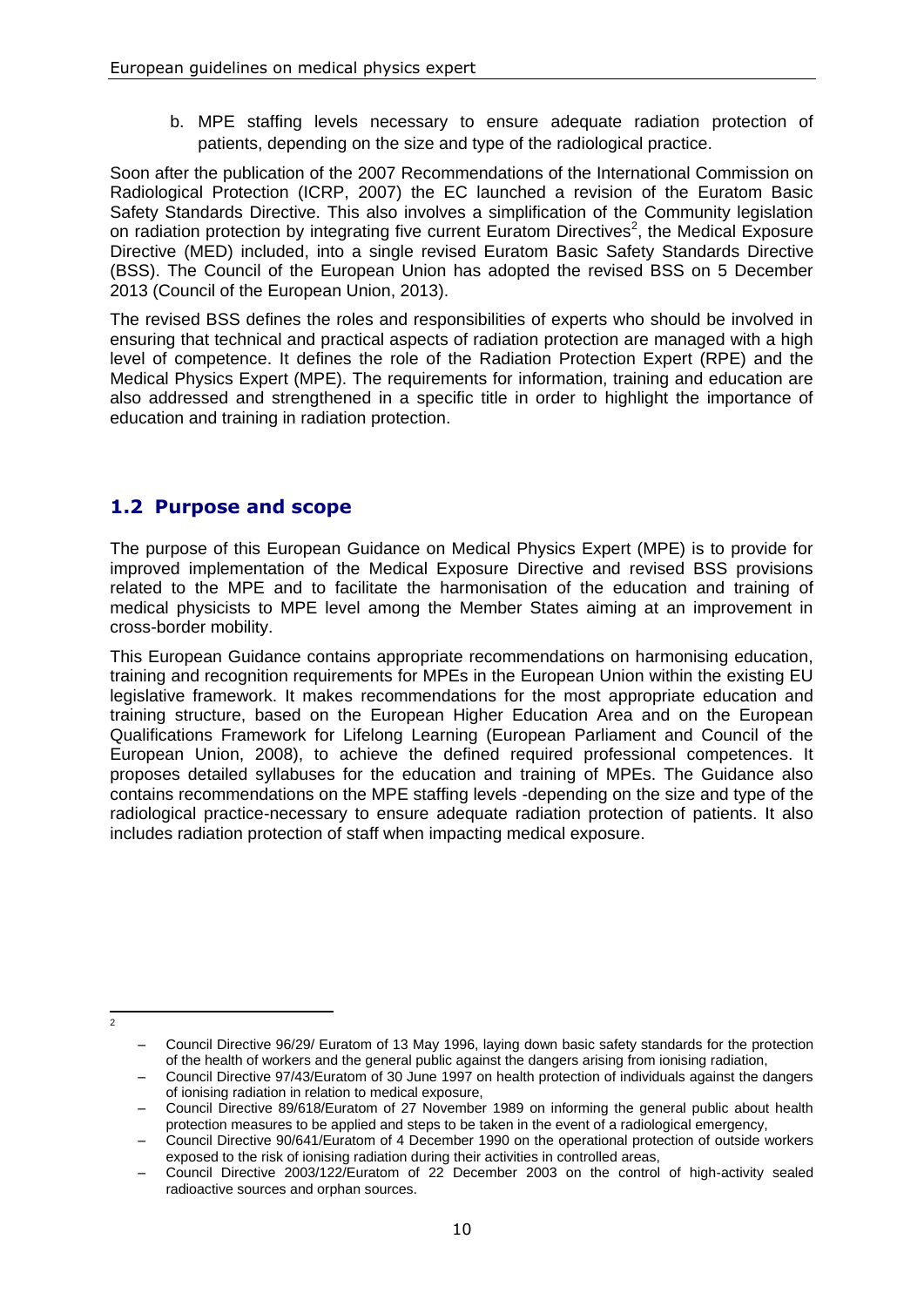b. MPE staffing levels necessary to ensure adequate radiation protection of patients, depending on the size and type of the radiological practice.

Soon after the publication of the 2007 Recommendations of the International Commission on Radiological Protection (ICRP, 2007) the EC launched a revision of the Euratom Basic Safety Standards Directive. This also involves a simplification of the Community legislation on radiation protection by integrating five current Euratom Directives[2], the Medical Exposure Directive (MED) included, into a single revised Euratom Basic Safety Standards Directive (BSS). The Council of the European Union has adopted the revised BSS on 5 December 2013 (Council of the European Union, 2013).

The revised BSS defines the roles and responsibilities of experts who should be involved in ensuring that technical and practical aspects of radiation protection are managed with a high level of competence. It defines the role of the Radiation Protection Expert (RPE) and the Medical Physics Expert (MPE). The requirements for information, training and education are also addressed and strengthened in a specific title in order to highlight the importance of education and training in radiation protection.

## 1.2 Purpose and scope

The purpose of this European Guidance on Medical Physics Expert (MPE) is to provide for improved implementation of the Medical Exposure Directive and revised BSS provisions related to the MPE and to facilitate the harmonisation of the education and training of medical physicists to MPE level among the Member States aiming at an improvement in cross-border mobility.

This European Guidance contains appropriate recommendations on harmonising education, training and recognition requirements for MPEs in the European Union within the existing EU legislative framework. It makes recommendations for the most appropriate education and training structure, based on the European Higher Education Area and on the European Qualifications Framework for Lifelong Learning (European Parliament and Council of the European Union, 2008), to achieve the defined required professional competences. It proposes detailed syllabuses for the education and training of MPEs. The Guidance also contains recommendations on the MPE staffing levels -depending on the size and type of the radiological practice-necessary to ensure adequate radiation protection of patients. It also includes radiation protection of staff when impacting medical exposure.

---

[2]

- Council Directive 96/29/ Euratom of 13 May 1996, laying down basic safety standards for the protection of the health of workers and the general public against the dangers arising from ionising radiation,
- Council Directive 97/43/Euratom of 30 June 1997 on health protection of individuals against the dangers of ionising radiation in relation to medical exposure,
- Council Directive 89/618/Euratom of 27 November 1989 on informing the general public about health protection measures to be applied and steps to be taken in the event of a radiological emergency,
- Council Directive 90/641/Euratom of 4 December 1990 on the operational protection of outside workers exposed to the risk of ionising radiation during their activities in controlled areas,
- Council Directive 2003/122/Euratom of 22 December 2003 on the control of high-activity sealed radioactive sources and orphan sources.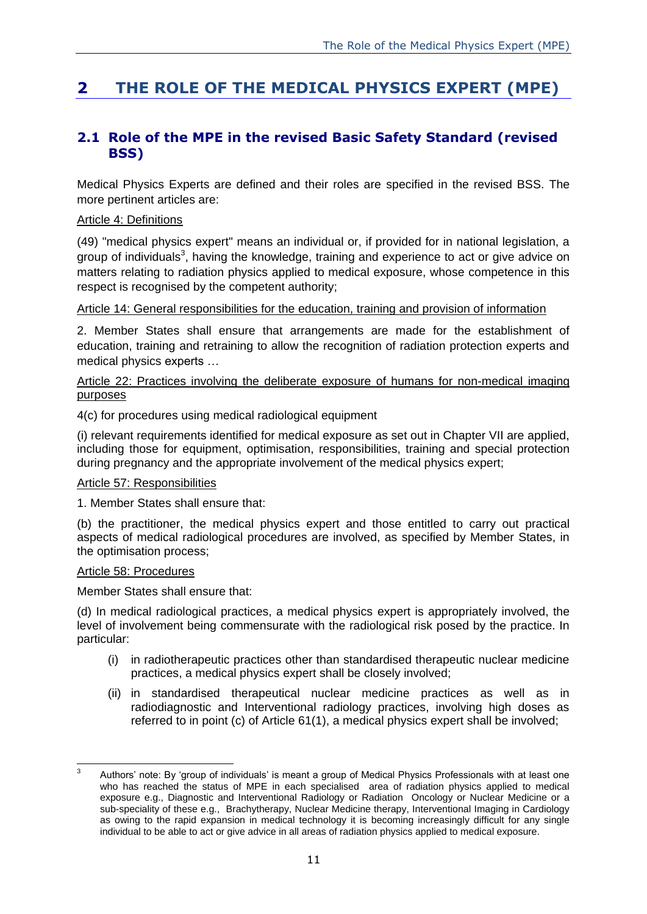# 2 THE ROLE OF THE MEDICAL PHYSICS EXPERT (MPE)

## 2.1 Role of the MPE in the revised Basic Safety Standard (revised BSS)

Medical Physics Experts are defined and their roles are specified in the revised BSS. The more pertinent articles are:

<u>Article 4: Definitions</u>

(49) "medical physics expert" means an individual or, if provided for in national legislation, a group of individuals[3], having the knowledge, training and experience to act or give advice on matters relating to radiation physics applied to medical exposure, whose competence in this respect is recognised by the competent authority;

<u>Article 14: General responsibilities for the education, training and provision of information</u>

2. Member States shall ensure that arrangements are made for the establishment of education, training and retraining to allow the recognition of radiation protection experts and medical physics experts …

<u>Article 22: Practices involving the deliberate exposure of humans for non-medical imaging purposes</u>

4(c) for procedures using medical radiological equipment

(i) relevant requirements identified for medical exposure as set out in Chapter VII are applied, including those for equipment, optimisation, responsibilities, training and special protection during pregnancy and the appropriate involvement of the medical physics expert;

<u>Article 57: Responsibilities</u>

1. Member States shall ensure that:

(b) the practitioner, the medical physics expert and those entitled to carry out practical aspects of medical radiological procedures are involved, as specified by Member States, in the optimisation process;

<u>Article 58: Procedures</u>

Member States shall ensure that:

(d) In medical radiological practices, a medical physics expert is appropriately involved, the level of involvement being commensurate with the radiological risk posed by the practice. In particular:

- (i) in radiotherapeutic practices other than standardised therapeutic nuclear medicine practices, a medical physics expert shall be closely involved;
- (ii) in standardised therapeutical nuclear medicine practices as well as in radiodiagnostic and Interventional radiology practices, involving high doses as referred to in point (c) of Article 61(1), a medical physics expert shall be involved;

---

[3] Authors' note: By 'group of individuals' is meant a group of Medical Physics Professionals with at least one who has reached the status of MPE in each specialised area of radiation physics applied to medical exposure e.g., Diagnostic and Interventional Radiology or Radiation Oncology or Nuclear Medicine or a sub-speciality of these e.g., Brachytherapy, Nuclear Medicine therapy, Interventional Imaging in Cardiology as owing to the rapid expansion in medical technology it is becoming increasingly difficult for any single individual to be able to act or give advice in all areas of radiation physics applied to medical exposure.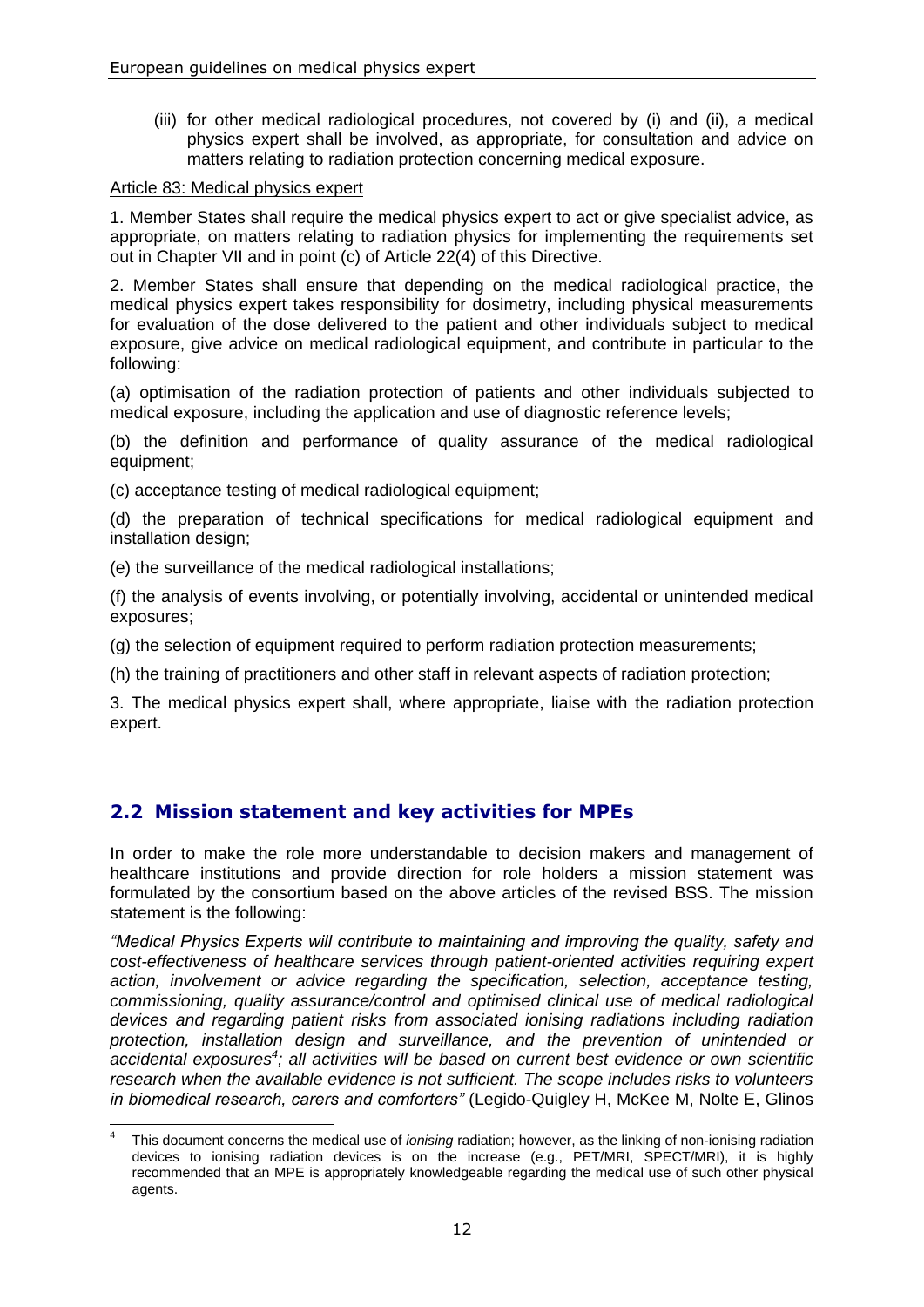(iii) for other medical radiological procedures, not covered by (i) and (ii), a medical physics expert shall be involved, as appropriate, for consultation and advice on matters relating to radiation protection concerning medical exposure.

Article 83: Medical physics expert

1. Member States shall require the medical physics expert to act or give specialist advice, as appropriate, on matters relating to radiation physics for implementing the requirements set out in Chapter VII and in point (c) of Article 22(4) of this Directive.

2. Member States shall ensure that depending on the medical radiological practice, the medical physics expert takes responsibility for dosimetry, including physical measurements for evaluation of the dose delivered to the patient and other individuals subject to medical exposure, give advice on medical radiological equipment, and contribute in particular to the following:

(a) optimisation of the radiation protection of patients and other individuals subjected to medical exposure, including the application and use of diagnostic reference levels;

(b) the definition and performance of quality assurance of the medical radiological equipment;

(c) acceptance testing of medical radiological equipment;

(d) the preparation of technical specifications for medical radiological equipment and installation design;

(e) the surveillance of the medical radiological installations;

(f) the analysis of events involving, or potentially involving, accidental or unintended medical exposures;

(g) the selection of equipment required to perform radiation protection measurements;

(h) the training of practitioners and other staff in relevant aspects of radiation protection;

3. The medical physics expert shall, where appropriate, liaise with the radiation protection expert.

## 2.2 Mission statement and key activities for MPEs

In order to make the role more understandable to decision makers and management of healthcare institutions and provide direction for role holders a mission statement was formulated by the consortium based on the above articles of the revised BSS. The mission statement is the following:

*"Medical Physics Experts will contribute to maintaining and improving the quality, safety and cost-effectiveness of healthcare services through patient-oriented activities requiring expert action, involvement or advice regarding the specification, selection, acceptance testing, commissioning, quality assurance/control and optimised clinical use of medical radiological devices and regarding patient risks from associated ionising radiations including radiation protection, installation design and surveillance, and the prevention of unintended or accidental exposures[4]; all activities will be based on current best evidence or own scientific research when the available evidence is not sufficient. The scope includes risks to volunteers in biomedical research, carers and comforters"* (Legido-Quigley H, McKee M, Nolte E, Glinos

[4] This document concerns the medical use of *ionising* radiation; however, as the linking of non-ionising radiation devices to ionising radiation devices is on the increase (e.g., PET/MRI, SPECT/MRI), it is highly recommended that an MPE is appropriately knowledgeable regarding the medical use of such other physical agents.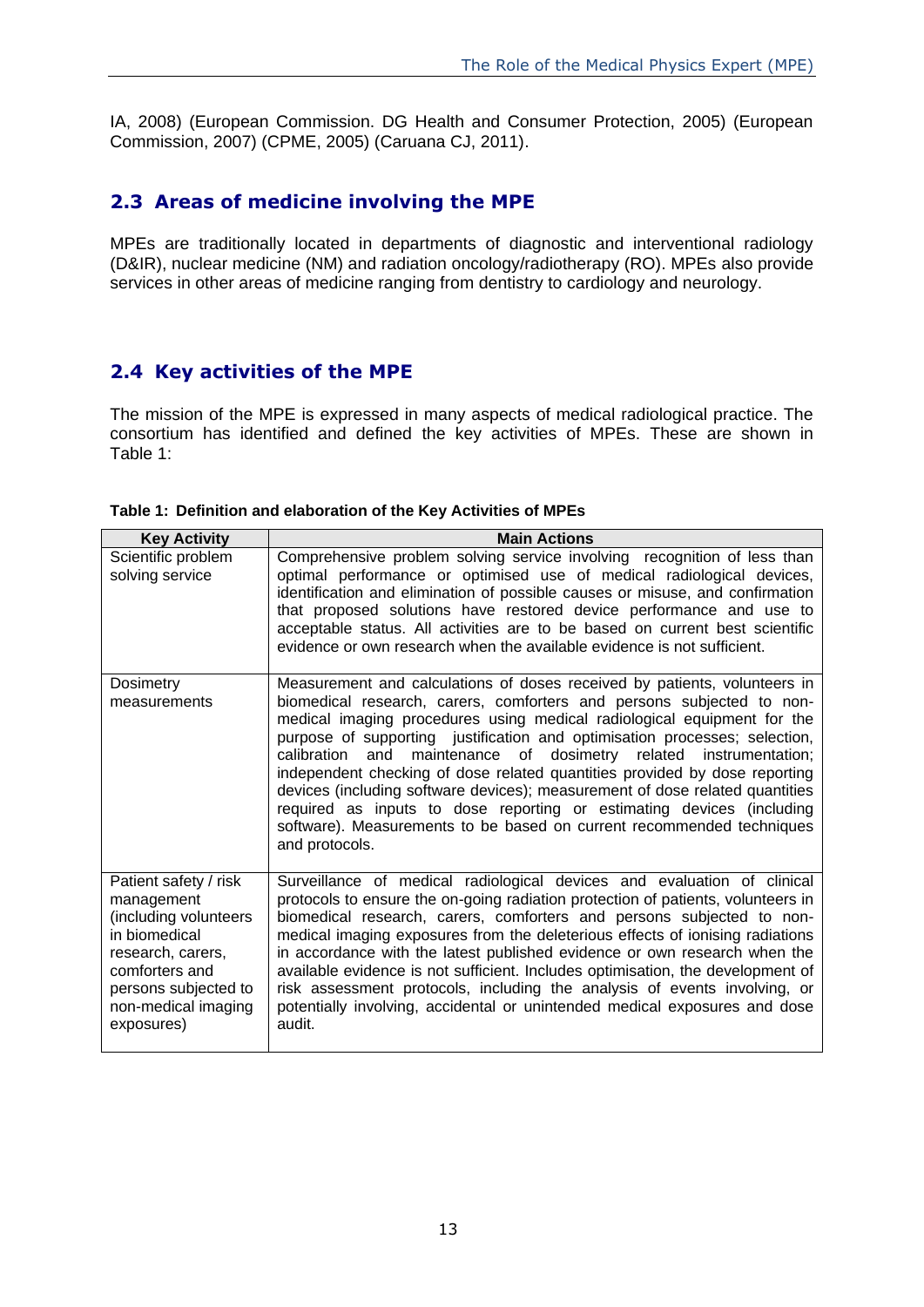IA, 2008) (European Commission. DG Health and Consumer Protection, 2005) (European Commission, 2007) (CPME, 2005) (Caruana CJ, 2011).

## 2.3 Areas of medicine involving the MPE

MPEs are traditionally located in departments of diagnostic and interventional radiology (D&IR), nuclear medicine (NM) and radiation oncology/radiotherapy (RO). MPEs also provide services in other areas of medicine ranging from dentistry to cardiology and neurology.

## 2.4 Key activities of the MPE

The mission of the MPE is expressed in many aspects of medical radiological practice. The consortium has identified and defined the key activities of MPEs. These are shown in Table 1:

**Table 1: Definition and elaboration of the Key Activities of MPEs**

| Key Activity | Main Actions |
|---|---|
| Scientific problem solving service | Comprehensive problem solving service involving recognition of less than optimal performance or optimised use of medical radiological devices, identification and elimination of possible causes or misuse, and confirmation that proposed solutions have restored device performance and use to acceptable status. All activities are to be based on current best scientific evidence or own research when the available evidence is not sufficient. |
| Dosimetry measurements | Measurement and calculations of doses received by patients, volunteers in biomedical research, carers, comforters and persons subjected to non-medical imaging procedures using medical radiological equipment for the purpose of supporting justification and optimisation processes; selection, calibration and maintenance of dosimetry related instrumentation; independent checking of dose related quantities provided by dose reporting devices (including software devices); measurement of dose related quantities required as inputs to dose reporting or estimating devices (including software). Measurements to be based on current recommended techniques and protocols. |
| Patient safety / risk management (including volunteers in biomedical research, carers, comforters and persons subjected to non-medical imaging exposures) | Surveillance of medical radiological devices and evaluation of clinical protocols to ensure the on-going radiation protection of patients, volunteers in biomedical research, carers, comforters and persons subjected to non-medical imaging exposures from the deleterious effects of ionising radiations in accordance with the latest published evidence or own research when the available evidence is not sufficient. Includes optimisation, the development of risk assessment protocols, including the analysis of events involving, or potentially involving, accidental or unintended medical exposures and dose audit. |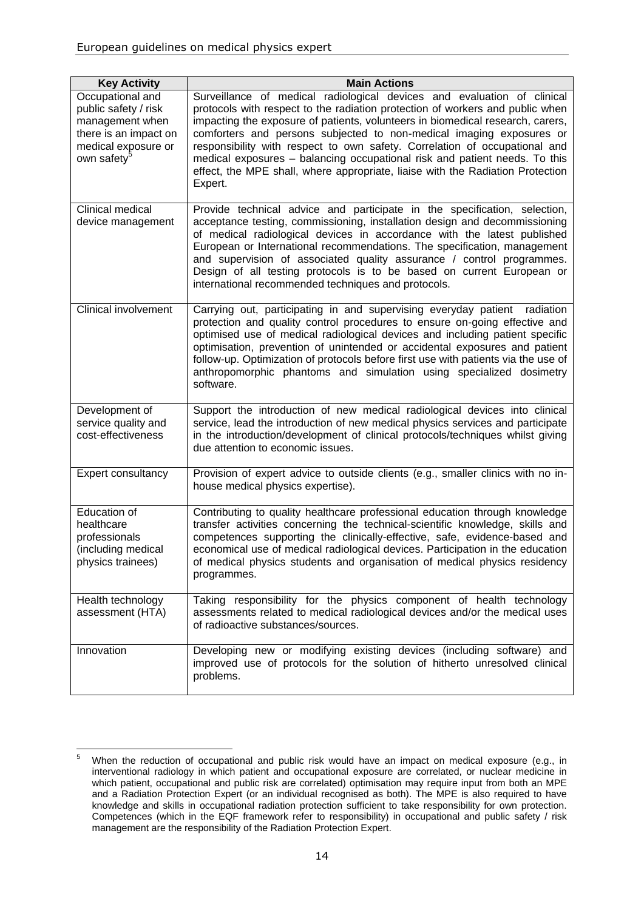| Key Activity | Main Actions |
|---|---|
| Occupational and public safety / risk management when there is an impact on medical exposure or own safety[5] | Surveillance of medical radiological devices and evaluation of clinical protocols with respect to the radiation protection of workers and public when impacting the exposure of patients, volunteers in biomedical research, carers, comforters and persons subjected to non-medical imaging exposures or responsibility with respect to own safety. Correlation of occupational and medical exposures – balancing occupational risk and patient needs. To this effect, the MPE shall, where appropriate, liaise with the Radiation Protection Expert. |
| Clinical medical device management | Provide technical advice and participate in the specification, selection, acceptance testing, commissioning, installation design and decommissioning of medical radiological devices in accordance with the latest published European or International recommendations. The specification, management and supervision of associated quality assurance / control programmes. Design of all testing protocols is to be based on current European or international recommended techniques and protocols. |
| Clinical involvement | Carrying out, participating in and supervising everyday patient radiation protection and quality control procedures to ensure on-going effective and optimised use of medical radiological devices and including patient specific optimisation, prevention of unintended or accidental exposures and patient follow-up. Optimization of protocols before first use with patients via the use of anthropomorphic phantoms and simulation using specialized dosimetry software. |
| Development of service quality and cost-effectiveness | Support the introduction of new medical radiological devices into clinical service, lead the introduction of new medical physics services and participate in the introduction/development of clinical protocols/techniques whilst giving due attention to economic issues. |
| Expert consultancy | Provision of expert advice to outside clients (e.g., smaller clinics with no in-house medical physics expertise). |
| Education of healthcare professionals (including medical physics trainees) | Contributing to quality healthcare professional education through knowledge transfer activities concerning the technical-scientific knowledge, skills and competences supporting the clinically-effective, safe, evidence-based and economical use of medical radiological devices. Participation in the education of medical physics students and organisation of medical physics residency programmes. |
| Health technology assessment (HTA) | Taking responsibility for the physics component of health technology assessments related to medical radiological devices and/or the medical uses of radioactive substances/sources. |
| Innovation | Developing new or modifying existing devices (including software) and improved use of protocols for the solution of hitherto unresolved clinical problems. |

[5] When the reduction of occupational and public risk would have an impact on medical exposure (e.g., in interventional radiology in which patient and occupational exposure are correlated, or nuclear medicine in which patient, occupational and public risk are correlated) optimisation may require input from both an MPE and a Radiation Protection Expert (or an individual recognised as both). The MPE is also required to have knowledge and skills in occupational radiation protection sufficient to take responsibility for own protection. Competences (which in the EQF framework refer to responsibility) in occupational and public safety / risk management are the responsibility of the Radiation Protection Expert.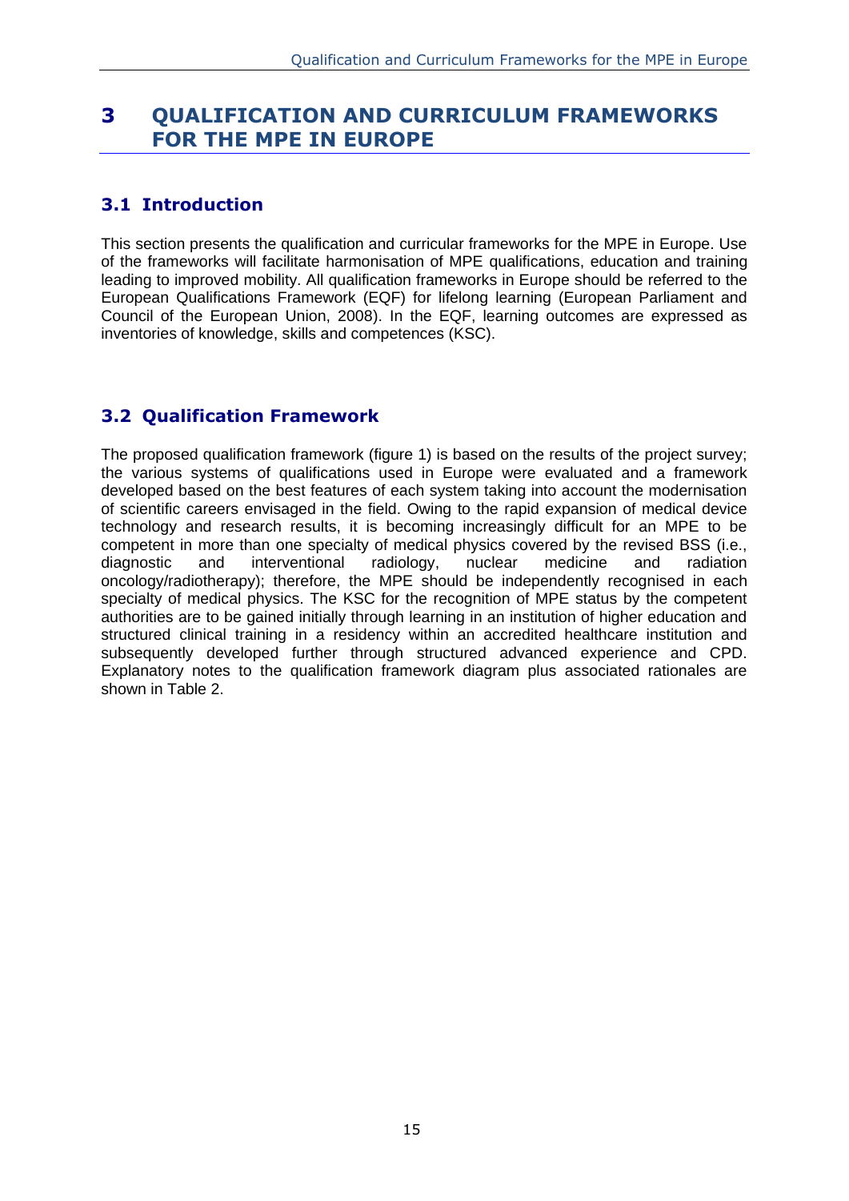# 3 QUALIFICATION AND CURRICULUM FRAMEWORKS FOR THE MPE IN EUROPE

## 3.1 Introduction

This section presents the qualification and curricular frameworks for the MPE in Europe. Use of the frameworks will facilitate harmonisation of MPE qualifications, education and training leading to improved mobility. All qualification frameworks in Europe should be referred to the European Qualifications Framework (EQF) for lifelong learning (European Parliament and Council of the European Union, 2008). In the EQF, learning outcomes are expressed as inventories of knowledge, skills and competences (KSC).

## 3.2 Qualification Framework

The proposed qualification framework (figure 1) is based on the results of the project survey; the various systems of qualifications used in Europe were evaluated and a framework developed based on the best features of each system taking into account the modernisation of scientific careers envisaged in the field. Owing to the rapid expansion of medical device technology and research results, it is becoming increasingly difficult for an MPE to be competent in more than one specialty of medical physics covered by the revised BSS (i.e., diagnostic and interventional radiology, nuclear medicine and radiation oncology/radiotherapy); therefore, the MPE should be independently recognised in each specialty of medical physics. The KSC for the recognition of MPE status by the competent authorities are to be gained initially through learning in an institution of higher education and structured clinical training in a residency within an accredited healthcare institution and subsequently developed further through structured advanced experience and CPD. Explanatory notes to the qualification framework diagram plus associated rationales are shown in Table 2.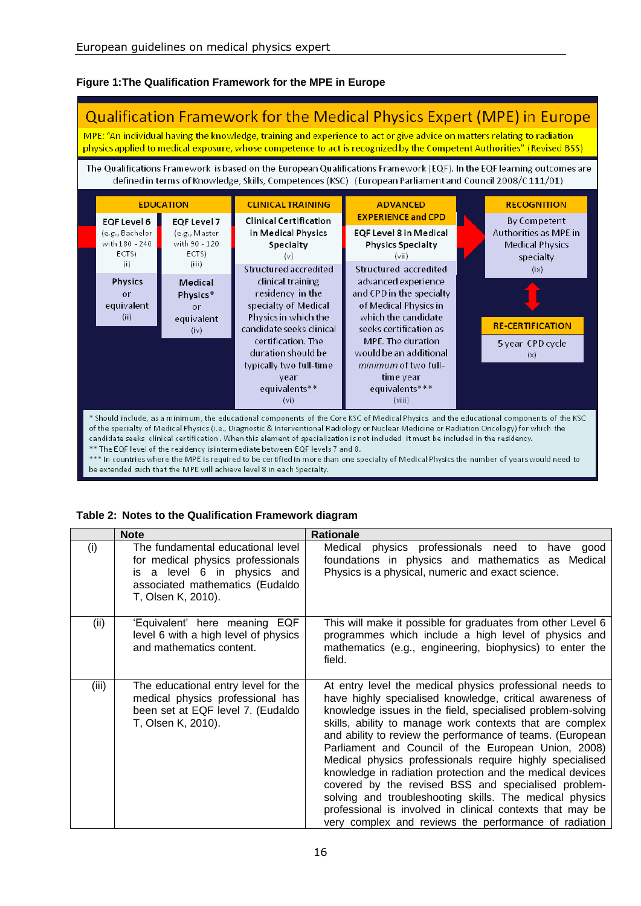**Figure 1:The Qualification Framework for the MPE in Europe**

## Qualification Framework for the Medical Physics Expert (MPE) in Europe

MPE: "An individual having the knowledge, training and experience to act or give advice on matters relating to radiation physics applied to medical exposure, whose competence to act is recognized by the Competent Authorities" (Revised BSS)

The Qualifications Framework is based on the European Qualifications Framework (EQF). In the EQF learning outcomes are defined in terms of Knowledge, Skills, Competences (KSC) (European Parliament and Council 2008/C 111/01)

| EDUCATION | | CLINICAL TRAINING | ADVANCED EXPERIENCE and CPD | RECOGNITION |
|---|---|---|---|---|
| EQF Level 6 (e.g., Bachelor with 180 - 240 ECTS) (i) | EQF Level 7 (e.g., Master with 90 - 120 ECTS) (iii) | Clinical Certification in Medical Physics Specialty (v) | EQF Level 8 in Medical Physics Specialty (vii) | By Competent Authorities as MPE in Medical Physics specialty (ix) |
| Physics or equivalent (ii) | Medical Physics* or equivalent (iv) | Structured accredited clinical training residency in the specialty of Medical Physics in which the candidate seeks clinical certification. The duration should be typically two full-time year equivalents** (vi) | Structured accredited advanced experience and CPD in the specialty of Medical Physics in which the candidate seeks certification as MPE. The duration would be an additional *minimum* of two full-time year equivalents*** (viii) | RE-CERTIFICATION: 5 year CPD cycle (x) |

\* Should include, as a minimum, the educational components of the Core KSC of Medical Physics and the educational components of the KSC of the specialty of Medical Physics (i.e., Diagnostic & Interventional Radiology or Nuclear Medicine or Radiation Oncology) for which the candidate seeks clinical certification. When this element of specialization is not included it must be included in the residency.

\*\* The EQF level of the residency is intermediate between EQF levels 7 and 8.

\*\*\* In countries where the MPE is required to be certified in more than one specialty of Medical Physics the number of years would need to be extended such that the MPE will achieve level 8 in each Specialty.

**Table 2: Notes to the Qualification Framework diagram**

| | Note | Rationale |
|---|---|---|
| (i) | The fundamental educational level for medical physics professionals is a level 6 in physics and associated mathematics (Eudaldo T, Olsen K, 2010). | Medical physics professionals need to have good foundations in physics and mathematics as Medical Physics is a physical, numeric and exact science. |
| (ii) | 'Equivalent' here meaning EQF level 6 with a high level of physics and mathematics content. | This will make it possible for graduates from other Level 6 programmes which include a high level of physics and mathematics (e.g., engineering, biophysics) to enter the field. |
| (iii) | The educational entry level for the medical physics professional has been set at EQF level 7. (Eudaldo T, Olsen K, 2010). | At entry level the medical physics professional needs to have highly specialised knowledge, critical awareness of knowledge issues in the field, specialised problem-solving skills, ability to manage work contexts that are complex and ability to review the performance of teams. (European Parliament and Council of the European Union, 2008) Medical physics professionals require highly specialised knowledge in radiation protection and the medical devices covered by the revised BSS and specialised problem-solving and troubleshooting skills. The medical physics professional is involved in clinical contexts that may be very complex and reviews the performance of radiation |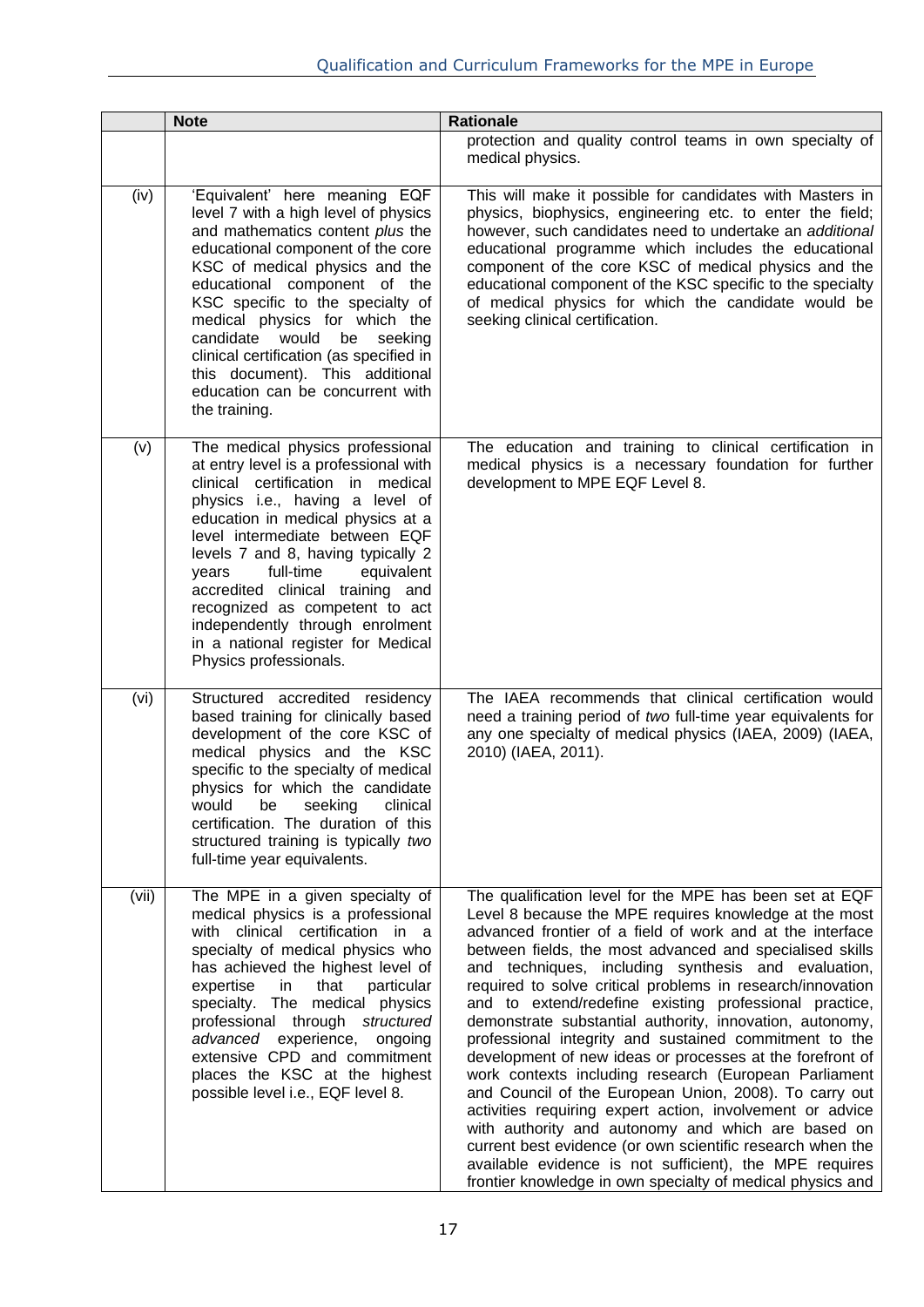| | Note | Rationale |
|---|---|---|
| | | protection and quality control teams in own specialty of medical physics. |
| (iv) | 'Equivalent' here meaning EQF level 7 with a high level of physics and mathematics content *plus* the educational component of the core KSC of medical physics and the educational component of the KSC specific to the specialty of medical physics for which the candidate would be seeking clinical certification (as specified in this document). This additional education can be concurrent with the training. | This will make it possible for candidates with Masters in physics, biophysics, engineering etc. to enter the field; however, such candidates need to undertake an *additional* educational programme which includes the educational component of the core KSC of medical physics and the educational component of the KSC specific to the specialty of medical physics for which the candidate would be seeking clinical certification. |
| (v) | The medical physics professional at entry level is a professional with clinical certification in medical physics i.e., having a level of education in medical physics at a level intermediate between EQF levels 7 and 8, having typically 2 years full-time equivalent accredited clinical training and recognized as competent to act independently through enrolment in a national register for Medical Physics professionals. | The education and training to clinical certification in medical physics is a necessary foundation for further development to MPE EQF Level 8. |
| (vi) | Structured accredited residency based training for clinically based development of the core KSC of medical physics and the KSC specific to the specialty of medical physics for which the candidate would be seeking clinical certification. The duration of this structured training is typically *two* full-time year equivalents. | The IAEA recommends that clinical certification would need a training period of *two* full-time year equivalents for any one specialty of medical physics (IAEA, 2009) (IAEA, 2010) (IAEA, 2011). |
| (vii) | The MPE in a given specialty of medical physics is a professional with clinical certification in a specialty of medical physics who has achieved the highest level of expertise in that particular specialty. The medical physics professional through *structured advanced* experience, ongoing extensive CPD and commitment places the KSC at the highest possible level i.e., EQF level 8. | The qualification level for the MPE has been set at EQF Level 8 because the MPE requires knowledge at the most advanced frontier of a field of work and at the interface between fields, the most advanced and specialised skills and techniques, including synthesis and evaluation, required to solve critical problems in research/innovation and to extend/redefine existing professional practice, demonstrate substantial authority, innovation, autonomy, professional integrity and sustained commitment to the development of new ideas or processes at the forefront of work contexts including research (European Parliament and Council of the European Union, 2008). To carry out activities requiring expert action, involvement or advice with authority and autonomy and which are based on current best evidence (or own scientific research when the available evidence is not sufficient), the MPE requires frontier knowledge in own specialty of medical physics and |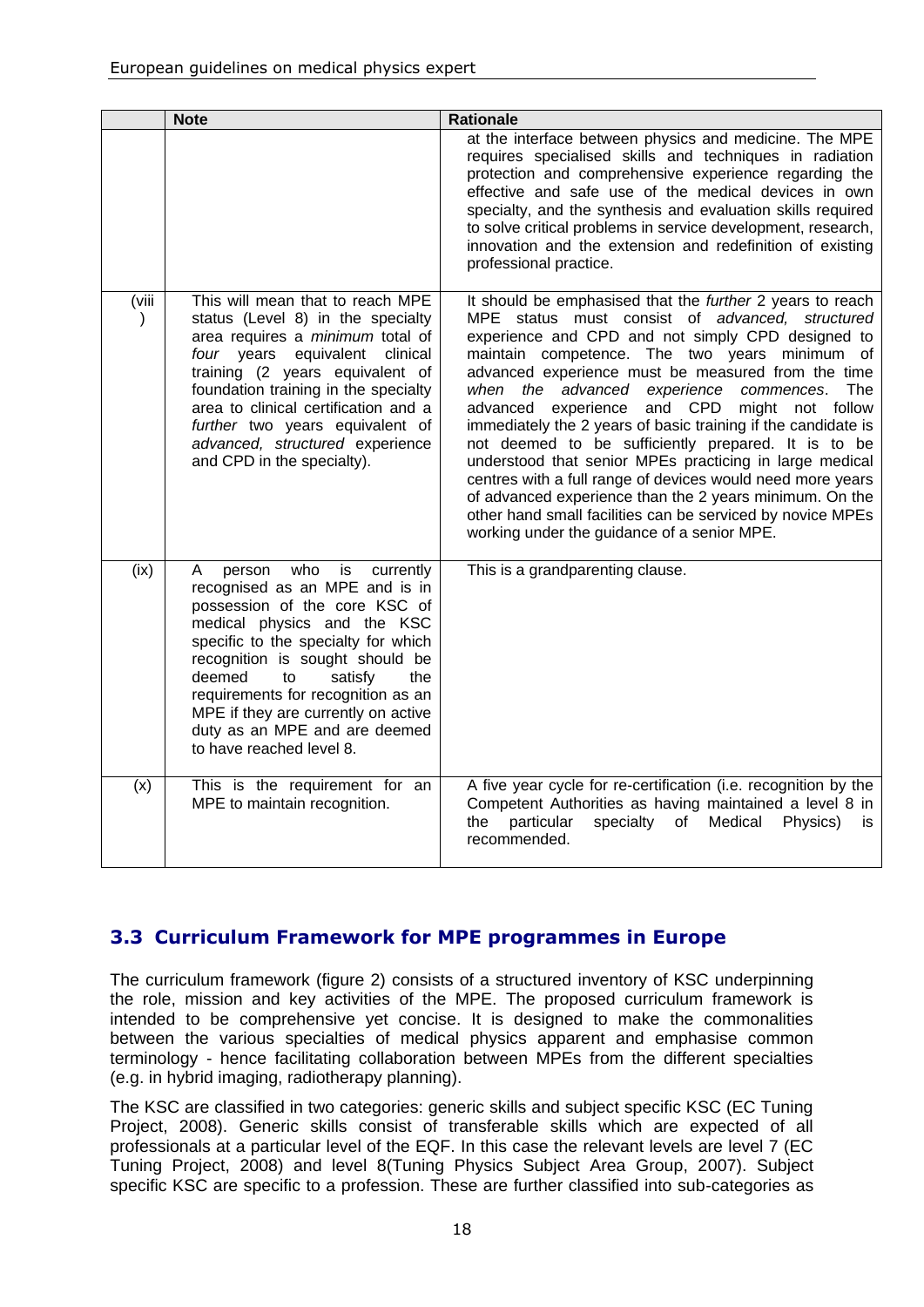| | Note | Rationale |
|---|---|---|
| | | at the interface between physics and medicine. The MPE requires specialised skills and techniques in radiation protection and comprehensive experience regarding the effective and safe use of the medical devices in own specialty, and the synthesis and evaluation skills required to solve critical problems in service development, research, innovation and the extension and redefinition of existing professional practice. |
| (viii) | This will mean that to reach MPE status (Level 8) in the specialty area requires a *minimum* total of *four* years equivalent clinical training (2 years equivalent of foundation training in the specialty area to clinical certification and a *further* two years equivalent of *advanced, structured* experience and CPD in the specialty). | It should be emphasised that the *further* 2 years to reach MPE status must consist of *advanced, structured* experience and CPD and not simply CPD designed to maintain competence. The two years minimum of advanced experience must be measured from the time *when the advanced experience commences*. The advanced experience and CPD might not follow immediately the 2 years of basic training if the candidate is not deemed to be sufficiently prepared. It is to be understood that senior MPEs practicing in large medical centres with a full range of devices would need more years of advanced experience than the 2 years minimum. On the other hand small facilities can be serviced by novice MPEs working under the guidance of a senior MPE. |
| (ix) | A person who is currently recognised as an MPE and is in possession of the core KSC of medical physics and the KSC specific to the specialty for which recognition is sought should be deemed to satisfy the requirements for recognition as an MPE if they are currently on active duty as an MPE and are deemed to have reached level 8. | This is a grandparenting clause. |
| (x) | This is the requirement for an MPE to maintain recognition. | A five year cycle for re-certification (i.e. recognition by the Competent Authorities as having maintained a level 8 in the particular specialty of Medical Physics) is recommended. |

## 3.3 Curriculum Framework for MPE programmes in Europe

The curriculum framework (figure 2) consists of a structured inventory of KSC underpinning the role, mission and key activities of the MPE. The proposed curriculum framework is intended to be comprehensive yet concise. It is designed to make the commonalities between the various specialties of medical physics apparent and emphasise common terminology - hence facilitating collaboration between MPEs from the different specialties (e.g. in hybrid imaging, radiotherapy planning).

The KSC are classified in two categories: generic skills and subject specific KSC (EC Tuning Project, 2008). Generic skills consist of transferable skills which are expected of all professionals at a particular level of the EQF. In this case the relevant levels are level 7 (EC Tuning Project, 2008) and level 8(Tuning Physics Subject Area Group, 2007). Subject specific KSC are specific to a profession. These are further classified into sub-categories as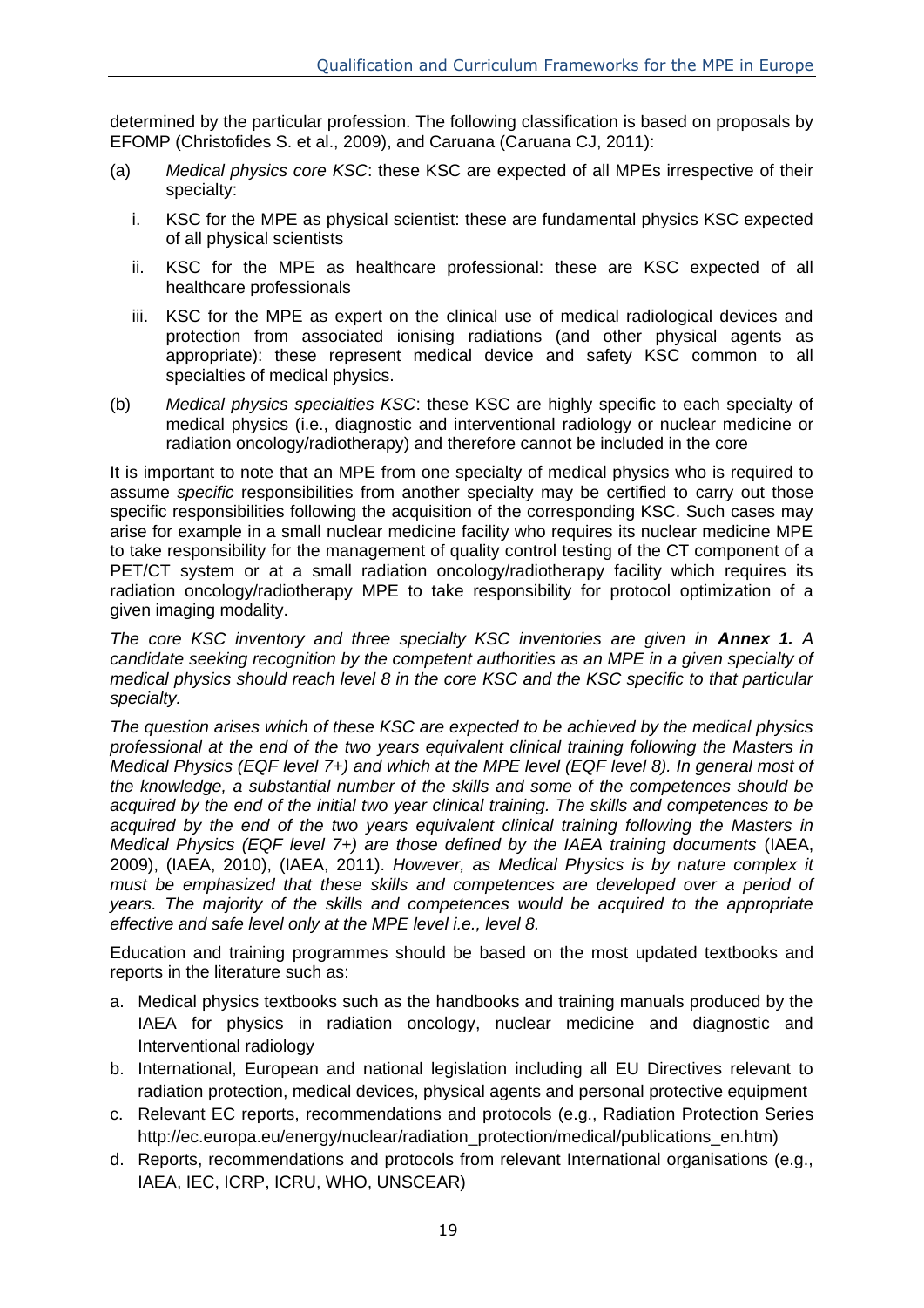determined by the particular profession. The following classification is based on proposals by EFOMP (Christofides S. et al., 2009), and Caruana (Caruana CJ, 2011):

(a) *Medical physics core KSC*: these KSC are expected of all MPEs irrespective of their specialty:

  i. KSC for the MPE as physical scientist: these are fundamental physics KSC expected of all physical scientists

  ii. KSC for the MPE as healthcare professional: these are KSC expected of all healthcare professionals

  iii. KSC for the MPE as expert on the clinical use of medical radiological devices and protection from associated ionising radiations (and other physical agents as appropriate): these represent medical device and safety KSC common to all specialties of medical physics.

(b) *Medical physics specialties KSC*: these KSC are highly specific to each specialty of medical physics (i.e., diagnostic and interventional radiology or nuclear medicine or radiation oncology/radiotherapy) and therefore cannot be included in the core

It is important to note that an MPE from one specialty of medical physics who is required to assume *specific* responsibilities from another specialty may be certified to carry out those specific responsibilities following the acquisition of the corresponding KSC. Such cases may arise for example in a small nuclear medicine facility who requires its nuclear medicine MPE to take responsibility for the management of quality control testing of the CT component of a PET/CT system or at a small radiation oncology/radiotherapy facility which requires its radiation oncology/radiotherapy MPE to take responsibility for protocol optimization of a given imaging modality.

*The core KSC inventory and three specialty KSC inventories are given in* ***Annex 1.*** *A candidate seeking recognition by the competent authorities as an MPE in a given specialty of medical physics should reach level 8 in the core KSC and the KSC specific to that particular specialty.*

*The question arises which of these KSC are expected to be achieved by the medical physics professional at the end of the two years equivalent clinical training following the Masters in Medical Physics (EQF level 7+) and which at the MPE level (EQF level 8). In general most of the knowledge, a substantial number of the skills and some of the competences should be acquired by the end of the initial two year clinical training. The skills and competences to be acquired by the end of the two years equivalent clinical training following the Masters in Medical Physics (EQF level 7+) are those defined by the IAEA training documents* (IAEA, 2009), (IAEA, 2010), (IAEA, 2011). *However, as Medical Physics is by nature complex it must be emphasized that these skills and competences are developed over a period of years. The majority of the skills and competences would be acquired to the appropriate effective and safe level only at the MPE level i.e., level 8.*

Education and training programmes should be based on the most updated textbooks and reports in the literature such as:

a. Medical physics textbooks such as the handbooks and training manuals produced by the IAEA for physics in radiation oncology, nuclear medicine and diagnostic and Interventional radiology
b. International, European and national legislation including all EU Directives relevant to radiation protection, medical devices, physical agents and personal protective equipment
c. Relevant EC reports, recommendations and protocols (e.g., Radiation Protection Series http://ec.europa.eu/energy/nuclear/radiation_protection/medical/publications_en.htm)
d. Reports, recommendations and protocols from relevant International organisations (e.g., IAEA, IEC, ICRP, ICRU, WHO, UNSCEAR)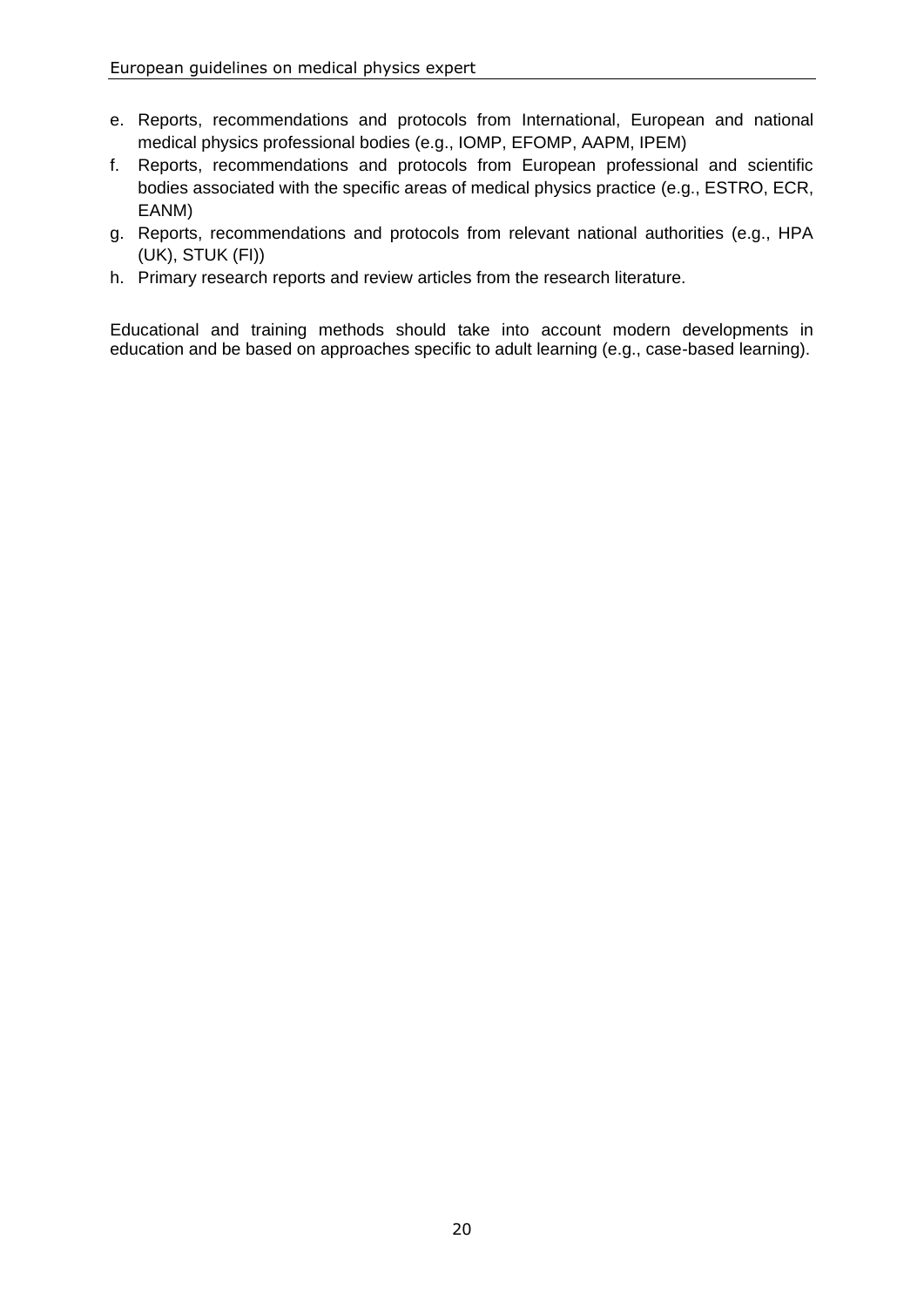e. Reports, recommendations and protocols from International, European and national medical physics professional bodies (e.g., IOMP, EFOMP, AAPM, IPEM)
f. Reports, recommendations and protocols from European professional and scientific bodies associated with the specific areas of medical physics practice (e.g., ESTRO, ECR, EANM)
g. Reports, recommendations and protocols from relevant national authorities (e.g., HPA (UK), STUK (FI))
h. Primary research reports and review articles from the research literature.

Educational and training methods should take into account modern developments in education and be based on approaches specific to adult learning (e.g., case-based learning).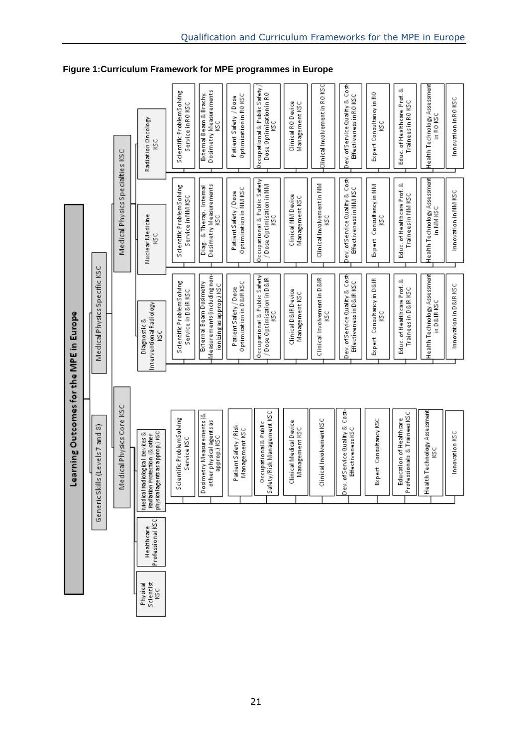**Figure 1:Curriculum Framework for MPE programmes in Europe**

**Learning Outcomes for the MPE in Europe**

- Generic Skills (Levels 7 and 8)
  - Physical Scientist KSC
  - Healthcare Professional KSC
- Medical Physics Specific KSC
  - Medical Physics Core KSC
    - Medical Radiological Devices & Radiation Protection (& other physical agents as approp.) KSC
  - Medical Physics Specialties KSC
    - Diagnostic & Interventional Radiology KSC
    - Nuclear Medicine KSC
    - Radiation Oncology KSC

| Medical Radiological Devices & Radiation Protection (& other physical agents as approp.) KSC | Diagnostic & Interventional Radiology KSC | Nuclear Medicine KSC | Radiation Oncology KSC |
|---|---|---|---|
| Scientific Problem Solving Service KSC | Scientific Problem Solving Service in D&IR KSC | Scientific Problem Solving Service in NM KSC | Scientific Problem Solving Service in RO KSC |
| Dosimetry Measurements (& other physical agents as approp.) KSC | External Beam Dosimetry Measurements (including non-ionizing as approp.) KSC | Diag. & Therap. Internal Dosimetry Measurements KSC | External Beam & Brachy. Dosimetry Measurements KSC |
| Patient Safety / Risk Management KSC | Patient Safety / Dose Optimisation in D&IR KSC | Patient Safety / Dose Optimisation in NM KSC | Patient Safety / Dose Optimisation in RO KSC |
| Occupational & Public Safety/Risk Management KSC | Occupational & Public Safety / Dose Optimisation in D&IR KSC | Occupational & Public Safety / Dose Optimisation in NM KSC | Occupational & Public Safety / Dose Optimisation in RO KSC |
| Clinical Medical Device Management KSC | Clinical D&IR Device Management KSC | Clinical NM Device Management KSC | Clinical RO Device Management KSC |
| Clinical Involvement KSC | Clinical Involvement in D&IR KSC | Clinical Involvement in NM KSC | Clinical Involvement in RO KSC |
| Dev. of Service Quality & Cost-Effectiveness KSC | Dev. of Service Quality & Cost-Effectiveness in D&IR KSC | Dev. of Service Quality & Cost-Effectiveness in NM KSC | Dev. of Service Quality & Cost-Effectiveness in RO KSC |
| Expert Consultancy KSC | Expert Consultancy in D&IR KSC | Expert Consultancy in NM KSC | Expert Consultancy in RO KSC |
| Education of Healthcare Professionals & Trainees KSC | Educ. of Healthcare Prof. & Trainees in D&IR KSC | Educ. of Healthcare Prof. & Trainees in NM KSC | Educ. of Healthcare Prof. & Trainees in RO KSC |
| Health Technology Assessment KSC | Health Technology Assessment in D&IR KSC | Health Technology Assessment in NM KSC | Health Technology Assessment in RO KSC |
| Innovation KSC | Innovation in D&IR KSC | Innovation in NM KSC | Innovation in RO KSC |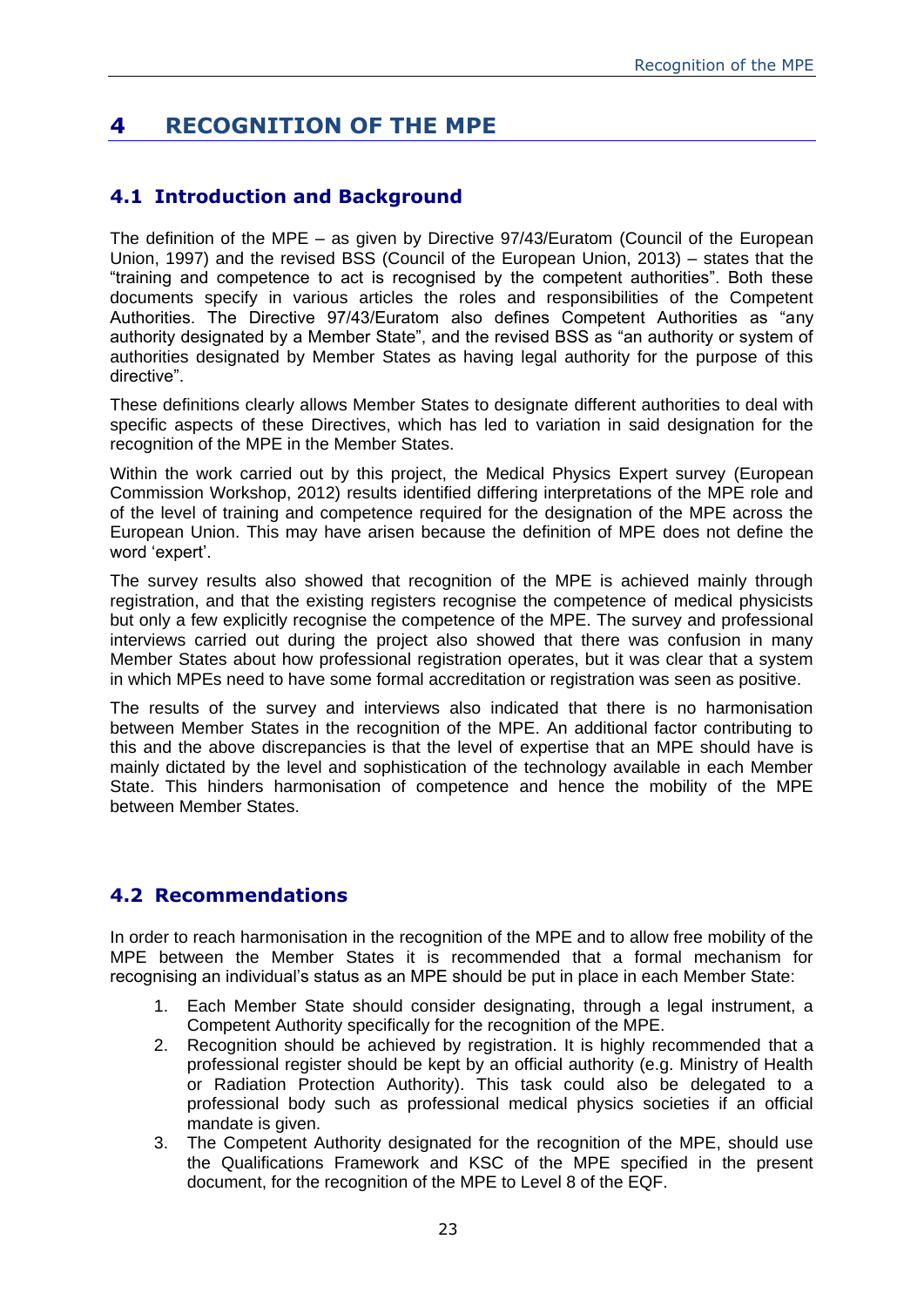# 4 RECOGNITION OF THE MPE

## 4.1 Introduction and Background

The definition of the MPE – as given by Directive 97/43/Euratom (Council of the European Union, 1997) and the revised BSS (Council of the European Union, 2013) – states that the "training and competence to act is recognised by the competent authorities". Both these documents specify in various articles the roles and responsibilities of the Competent Authorities. The Directive 97/43/Euratom also defines Competent Authorities as "any authority designated by a Member State", and the revised BSS as "an authority or system of authorities designated by Member States as having legal authority for the purpose of this directive".

These definitions clearly allows Member States to designate different authorities to deal with specific aspects of these Directives, which has led to variation in said designation for the recognition of the MPE in the Member States.

Within the work carried out by this project, the Medical Physics Expert survey (European Commission Workshop, 2012) results identified differing interpretations of the MPE role and of the level of training and competence required for the designation of the MPE across the European Union. This may have arisen because the definition of MPE does not define the word 'expert'.

The survey results also showed that recognition of the MPE is achieved mainly through registration, and that the existing registers recognise the competence of medical physicists but only a few explicitly recognise the competence of the MPE. The survey and professional interviews carried out during the project also showed that there was confusion in many Member States about how professional registration operates, but it was clear that a system in which MPEs need to have some formal accreditation or registration was seen as positive.

The results of the survey and interviews also indicated that there is no harmonisation between Member States in the recognition of the MPE. An additional factor contributing to this and the above discrepancies is that the level of expertise that an MPE should have is mainly dictated by the level and sophistication of the technology available in each Member State. This hinders harmonisation of competence and hence the mobility of the MPE between Member States.

## 4.2 Recommendations

In order to reach harmonisation in the recognition of the MPE and to allow free mobility of the MPE between the Member States it is recommended that a formal mechanism for recognising an individual's status as an MPE should be put in place in each Member State:

1. Each Member State should consider designating, through a legal instrument, a Competent Authority specifically for the recognition of the MPE.
2. Recognition should be achieved by registration. It is highly recommended that a professional register should be kept by an official authority (e.g. Ministry of Health or Radiation Protection Authority). This task could also be delegated to a professional body such as professional medical physics societies if an official mandate is given.
3. The Competent Authority designated for the recognition of the MPE, should use the Qualifications Framework and KSC of the MPE specified in the present document, for the recognition of the MPE to Level 8 of the EQF.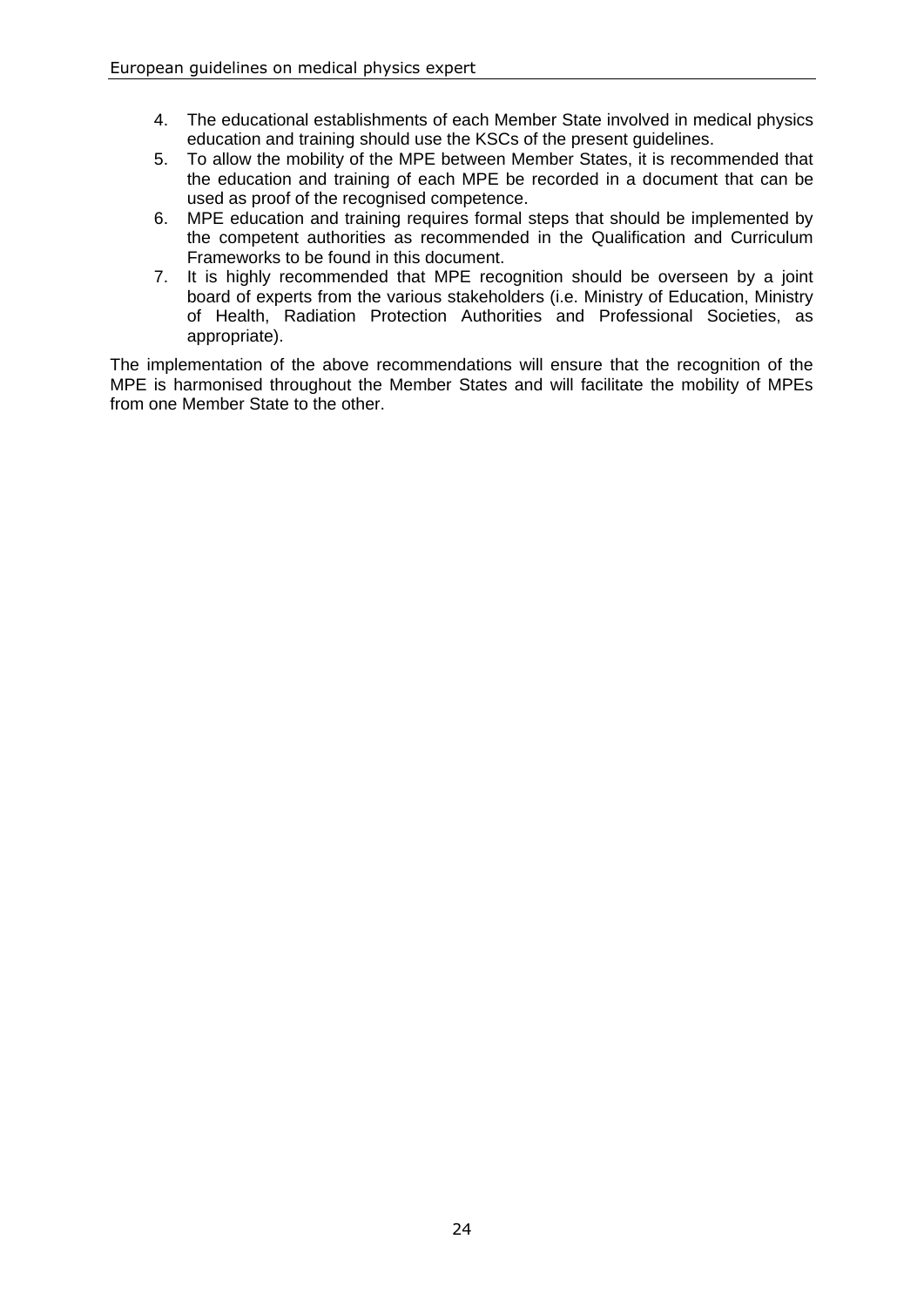4. The educational establishments of each Member State involved in medical physics education and training should use the KSCs of the present guidelines.
5. To allow the mobility of the MPE between Member States, it is recommended that the education and training of each MPE be recorded in a document that can be used as proof of the recognised competence.
6. MPE education and training requires formal steps that should be implemented by the competent authorities as recommended in the Qualification and Curriculum Frameworks to be found in this document.
7. It is highly recommended that MPE recognition should be overseen by a joint board of experts from the various stakeholders (i.e. Ministry of Education, Ministry of Health, Radiation Protection Authorities and Professional Societies, as appropriate).

The implementation of the above recommendations will ensure that the recognition of the MPE is harmonised throughout the Member States and will facilitate the mobility of MPEs from one Member State to the other.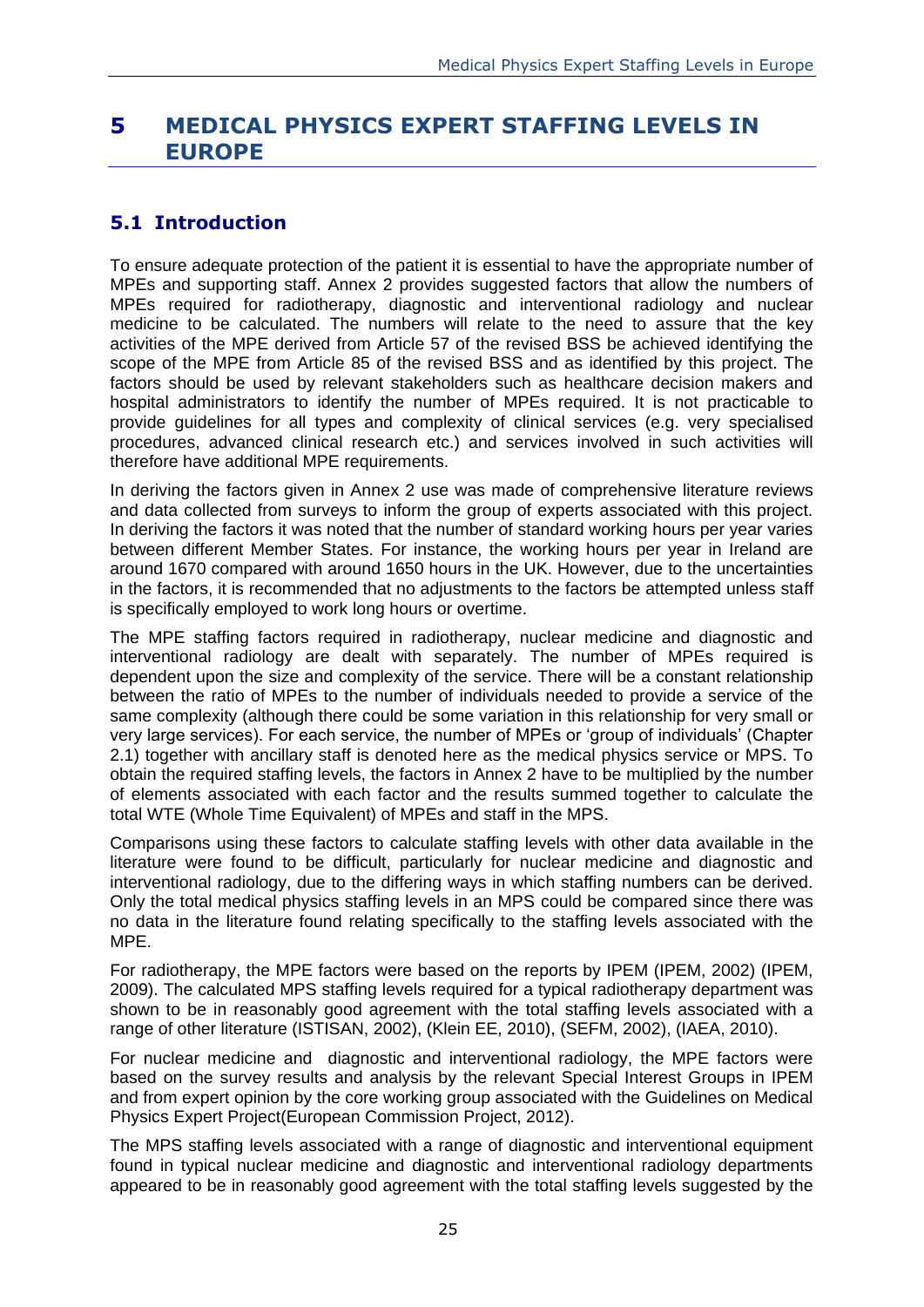# 5 MEDICAL PHYSICS EXPERT STAFFING LEVELS IN EUROPE

## 5.1 Introduction

To ensure adequate protection of the patient it is essential to have the appropriate number of MPEs and supporting staff. Annex 2 provides suggested factors that allow the numbers of MPEs required for radiotherapy, diagnostic and interventional radiology and nuclear medicine to be calculated. The numbers will relate to the need to assure that the key activities of the MPE derived from Article 57 of the revised BSS be achieved identifying the scope of the MPE from Article 85 of the revised BSS and as identified by this project. The factors should be used by relevant stakeholders such as healthcare decision makers and hospital administrators to identify the number of MPEs required. It is not practicable to provide guidelines for all types and complexity of clinical services (e.g. very specialised procedures, advanced clinical research etc.) and services involved in such activities will therefore have additional MPE requirements.

In deriving the factors given in Annex 2 use was made of comprehensive literature reviews and data collected from surveys to inform the group of experts associated with this project. In deriving the factors it was noted that the number of standard working hours per year varies between different Member States. For instance, the working hours per year in Ireland are around 1670 compared with around 1650 hours in the UK. However, due to the uncertainties in the factors, it is recommended that no adjustments to the factors be attempted unless staff is specifically employed to work long hours or overtime.

The MPE staffing factors required in radiotherapy, nuclear medicine and diagnostic and interventional radiology are dealt with separately. The number of MPEs required is dependent upon the size and complexity of the service. There will be a constant relationship between the ratio of MPEs to the number of individuals needed to provide a service of the same complexity (although there could be some variation in this relationship for very small or very large services). For each service, the number of MPEs or 'group of individuals' (Chapter 2.1) together with ancillary staff is denoted here as the medical physics service or MPS. To obtain the required staffing levels, the factors in Annex 2 have to be multiplied by the number of elements associated with each factor and the results summed together to calculate the total WTE (Whole Time Equivalent) of MPEs and staff in the MPS.

Comparisons using these factors to calculate staffing levels with other data available in the literature were found to be difficult, particularly for nuclear medicine and diagnostic and interventional radiology, due to the differing ways in which staffing numbers can be derived. Only the total medical physics staffing levels in an MPS could be compared since there was no data in the literature found relating specifically to the staffing levels associated with the MPE.

For radiotherapy, the MPE factors were based on the reports by IPEM (IPEM, 2002) (IPEM, 2009). The calculated MPS staffing levels required for a typical radiotherapy department was shown to be in reasonably good agreement with the total staffing levels associated with a range of other literature (ISTISAN, 2002), (Klein EE, 2010), (SEFM, 2002), (IAEA, 2010).

For nuclear medicine and diagnostic and interventional radiology, the MPE factors were based on the survey results and analysis by the relevant Special Interest Groups in IPEM and from expert opinion by the core working group associated with the Guidelines on Medical Physics Expert Project(European Commission Project, 2012).

The MPS staffing levels associated with a range of diagnostic and interventional equipment found in typical nuclear medicine and diagnostic and interventional radiology departments appeared to be in reasonably good agreement with the total staffing levels suggested by the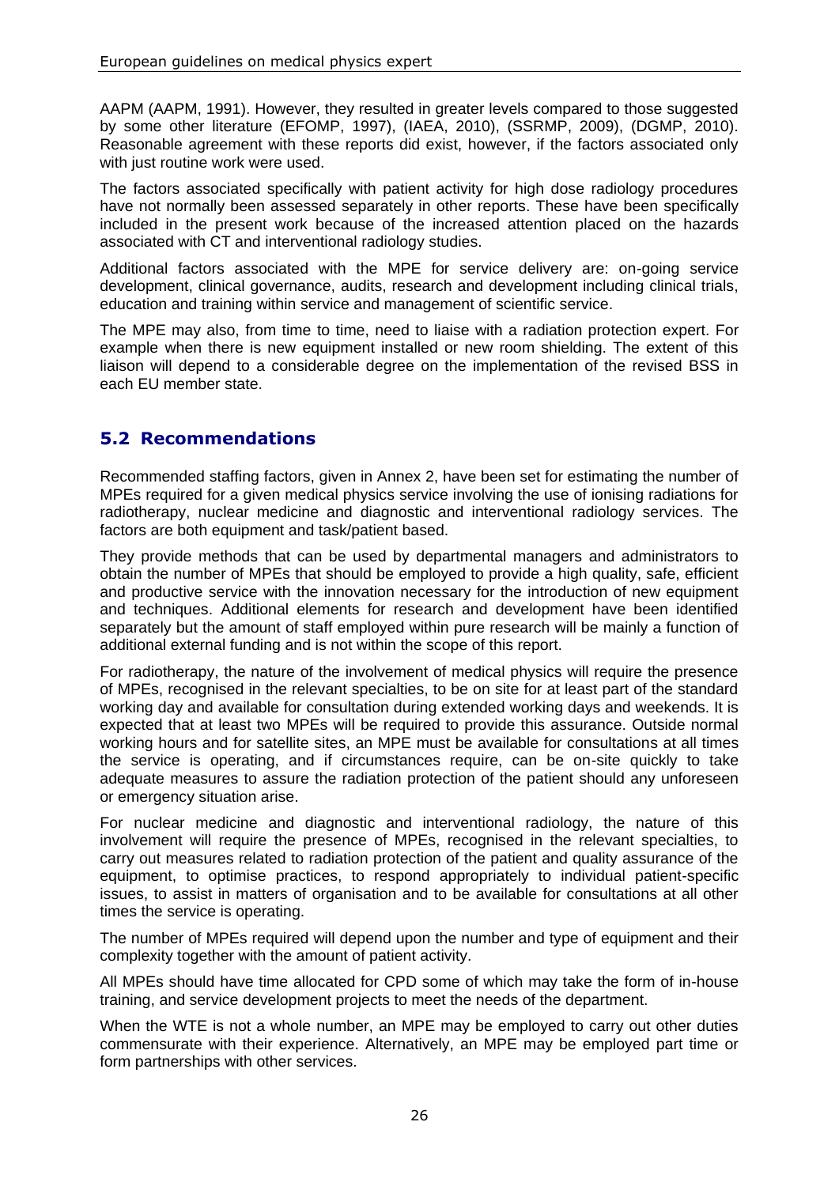AAPM (AAPM, 1991). However, they resulted in greater levels compared to those suggested by some other literature (EFOMP, 1997), (IAEA, 2010), (SSRMP, 2009), (DGMP, 2010). Reasonable agreement with these reports did exist, however, if the factors associated only with just routine work were used.

The factors associated specifically with patient activity for high dose radiology procedures have not normally been assessed separately in other reports. These have been specifically included in the present work because of the increased attention placed on the hazards associated with CT and interventional radiology studies.

Additional factors associated with the MPE for service delivery are: on-going service development, clinical governance, audits, research and development including clinical trials, education and training within service and management of scientific service.

The MPE may also, from time to time, need to liaise with a radiation protection expert. For example when there is new equipment installed or new room shielding. The extent of this liaison will depend to a considerable degree on the implementation of the revised BSS in each EU member state.

## 5.2 Recommendations

Recommended staffing factors, given in Annex 2, have been set for estimating the number of MPEs required for a given medical physics service involving the use of ionising radiations for radiotherapy, nuclear medicine and diagnostic and interventional radiology services. The factors are both equipment and task/patient based.

They provide methods that can be used by departmental managers and administrators to obtain the number of MPEs that should be employed to provide a high quality, safe, efficient and productive service with the innovation necessary for the introduction of new equipment and techniques. Additional elements for research and development have been identified separately but the amount of staff employed within pure research will be mainly a function of additional external funding and is not within the scope of this report.

For radiotherapy, the nature of the involvement of medical physics will require the presence of MPEs, recognised in the relevant specialties, to be on site for at least part of the standard working day and available for consultation during extended working days and weekends. It is expected that at least two MPEs will be required to provide this assurance. Outside normal working hours and for satellite sites, an MPE must be available for consultations at all times the service is operating, and if circumstances require, can be on-site quickly to take adequate measures to assure the radiation protection of the patient should any unforeseen or emergency situation arise.

For nuclear medicine and diagnostic and interventional radiology, the nature of this involvement will require the presence of MPEs, recognised in the relevant specialties, to carry out measures related to radiation protection of the patient and quality assurance of the equipment, to optimise practices, to respond appropriately to individual patient-specific issues, to assist in matters of organisation and to be available for consultations at all other times the service is operating.

The number of MPEs required will depend upon the number and type of equipment and their complexity together with the amount of patient activity.

All MPEs should have time allocated for CPD some of which may take the form of in-house training, and service development projects to meet the needs of the department.

When the WTE is not a whole number, an MPE may be employed to carry out other duties commensurate with their experience. Alternatively, an MPE may be employed part time or form partnerships with other services.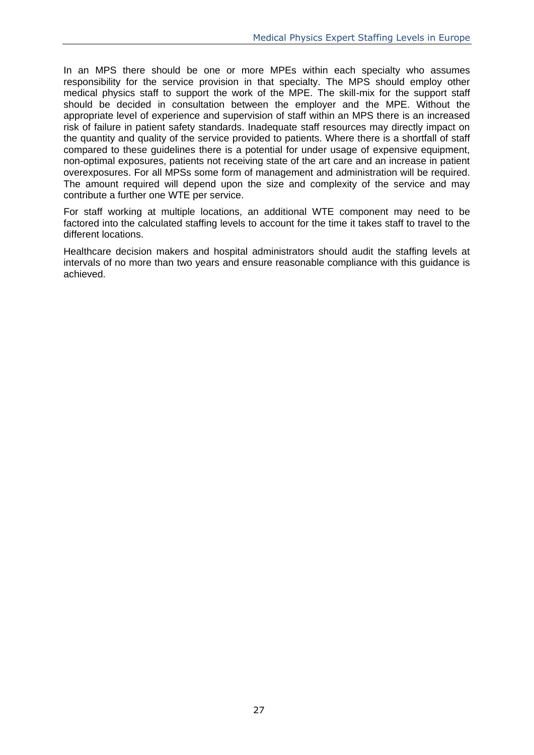In an MPS there should be one or more MPEs within each specialty who assumes responsibility for the service provision in that specialty. The MPS should employ other medical physics staff to support the work of the MPE. The skill-mix for the support staff should be decided in consultation between the employer and the MPE. Without the appropriate level of experience and supervision of staff within an MPS there is an increased risk of failure in patient safety standards. Inadequate staff resources may directly impact on the quantity and quality of the service provided to patients. Where there is a shortfall of staff compared to these guidelines there is a potential for under usage of expensive equipment, non-optimal exposures, patients not receiving state of the art care and an increase in patient overexposures. For all MPSs some form of management and administration will be required. The amount required will depend upon the size and complexity of the service and may contribute a further one WTE per service.

For staff working at multiple locations, an additional WTE component may need to be factored into the calculated staffing levels to account for the time it takes staff to travel to the different locations.

Healthcare decision makers and hospital administrators should audit the staffing levels at intervals of no more than two years and ensure reasonable compliance with this guidance is achieved.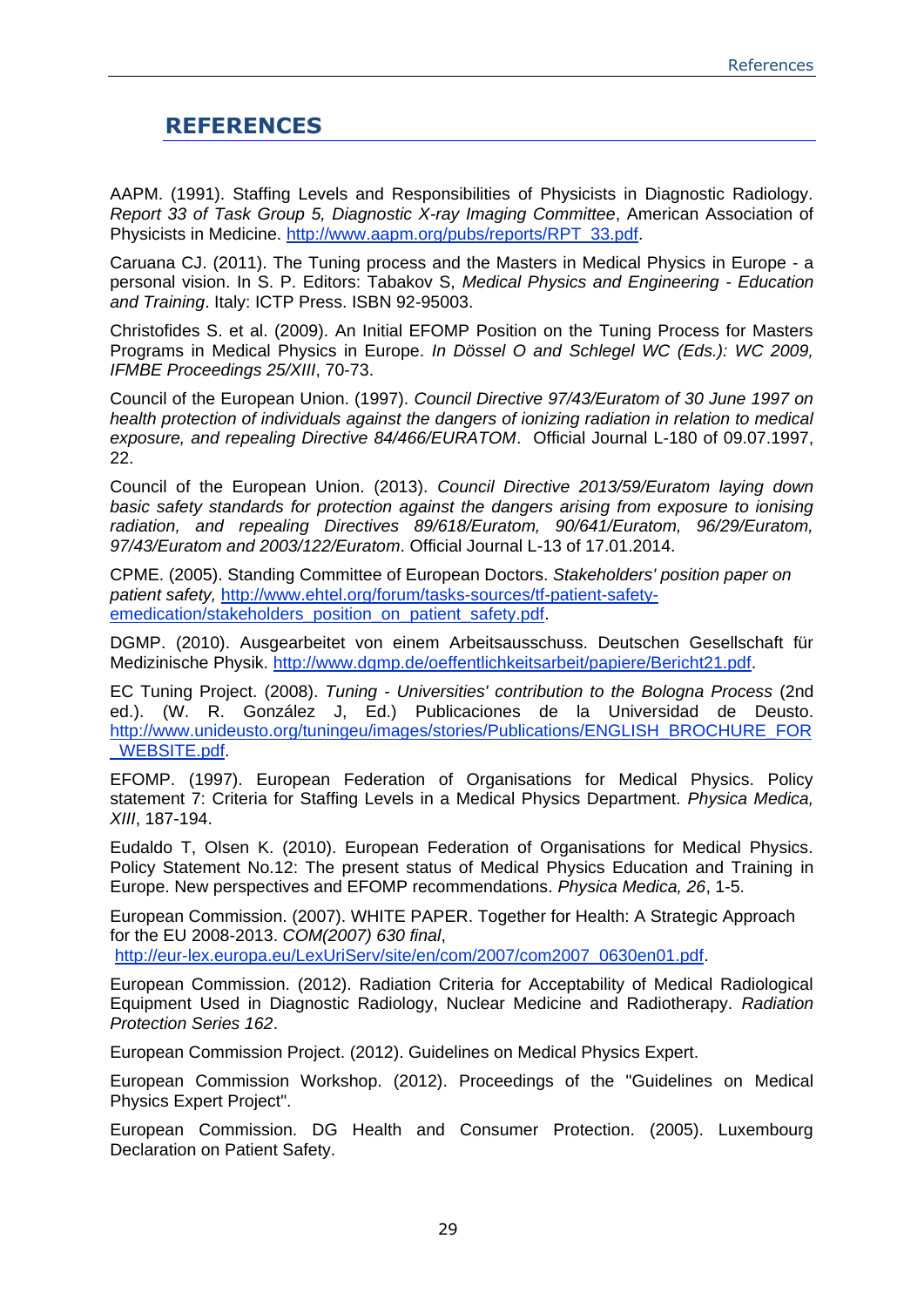# REFERENCES

AAPM. (1991). Staffing Levels and Responsibilities of Physicists in Diagnostic Radiology. *Report 33 of Task Group 5, Diagnostic X-ray Imaging Committee*, American Association of Physicists in Medicine. http://www.aapm.org/pubs/reports/RPT_33.pdf.

Caruana CJ. (2011). The Tuning process and the Masters in Medical Physics in Europe - a personal vision. In S. P. Editors: Tabakov S, *Medical Physics and Engineering - Education and Training*. Italy: ICTP Press. ISBN 92-95003.

Christofides S. et al. (2009). An Initial EFOMP Position on the Tuning Process for Masters Programs in Medical Physics in Europe. *In Dössel O and Schlegel WC (Eds.): WC 2009, IFMBE Proceedings 25/XIII*, 70-73.

Council of the European Union. (1997). *Council Directive 97/43/Euratom of 30 June 1997 on health protection of individuals against the dangers of ionizing radiation in relation to medical exposure, and repealing Directive 84/466/EURATOM*. Official Journal L-180 of 09.07.1997, 22.

Council of the European Union. (2013). *Council Directive 2013/59/Euratom laying down basic safety standards for protection against the dangers arising from exposure to ionising radiation, and repealing Directives 89/618/Euratom, 90/641/Euratom, 96/29/Euratom, 97/43/Euratom and 2003/122/Euratom*. Official Journal L-13 of 17.01.2014.

CPME. (2005). Standing Committee of European Doctors. *Stakeholders' position paper on patient safety,* http://www.ehtel.org/forum/tasks-sources/tf-patient-safety-emedication/stakeholders_position_on_patient_safety.pdf.

DGMP. (2010). Ausgearbeitet von einem Arbeitsausschuss. Deutschen Gesellschaft für Medizinische Physik. http://www.dgmp.de/oeffentlichkeitsarbeit/papiere/Bericht21.pdf.

EC Tuning Project. (2008). *Tuning - Universities' contribution to the Bologna Process* (2nd ed.). (W. R. González J, Ed.) Publicaciones de la Universidad de Deusto. http://www.unideusto.org/tuningeu/images/stories/Publications/ENGLISH_BROCHURE_FOR_WEBSITE.pdf.

EFOMP. (1997). European Federation of Organisations for Medical Physics. Policy statement 7: Criteria for Staffing Levels in a Medical Physics Department. *Physica Medica, XIII*, 187-194.

Eudaldo T, Olsen K. (2010). European Federation of Organisations for Medical Physics. Policy Statement No.12: The present status of Medical Physics Education and Training in Europe. New perspectives and EFOMP recommendations. *Physica Medica, 26*, 1-5.

European Commission. (2007). WHITE PAPER. Together for Health: A Strategic Approach for the EU 2008-2013. *COM(2007) 630 final*, http://eur-lex.europa.eu/LexUriServ/site/en/com/2007/com2007_0630en01.pdf.

European Commission. (2012). Radiation Criteria for Acceptability of Medical Radiological Equipment Used in Diagnostic Radiology, Nuclear Medicine and Radiotherapy. *Radiation Protection Series 162*.

European Commission Project. (2012). Guidelines on Medical Physics Expert.

European Commission Workshop. (2012). Proceedings of the "Guidelines on Medical Physics Expert Project".

European Commission. DG Health and Consumer Protection. (2005). Luxembourg Declaration on Patient Safety.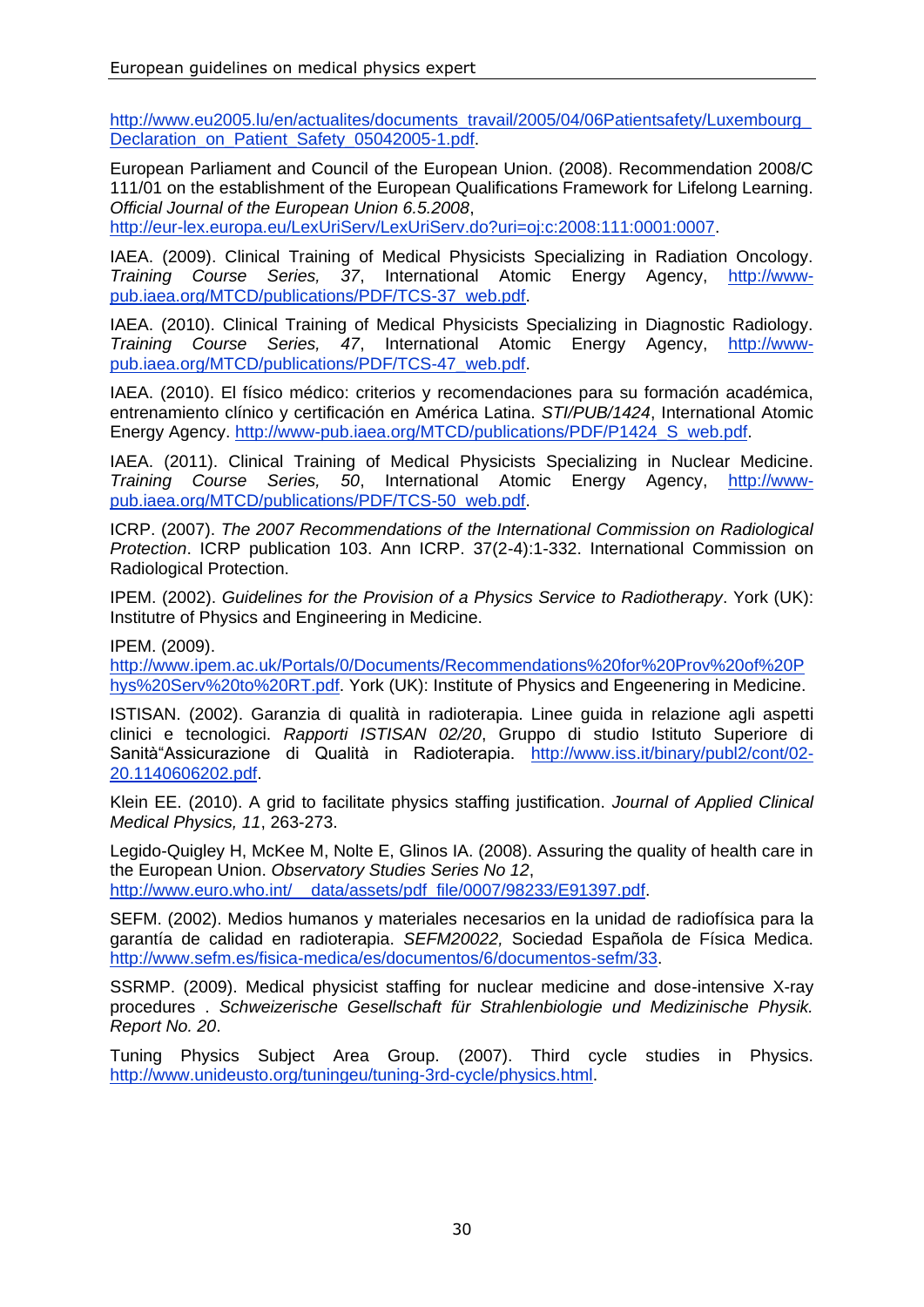http://www.eu2005.lu/en/actualites/documents_travail/2005/04/06Patientsafety/Luxembourg_Declaration_on_Patient_Safety_05042005-1.pdf.

European Parliament and Council of the European Union. (2008). Recommendation 2008/C 111/01 on the establishment of the European Qualifications Framework for Lifelong Learning. *Official Journal of the European Union 6.5.2008*, http://eur-lex.europa.eu/LexUriServ/LexUriServ.do?uri=oj:c:2008:111:0001:0007.

IAEA. (2009). Clinical Training of Medical Physicists Specializing in Radiation Oncology. *Training Course Series, 37*, International Atomic Energy Agency, http://www-pub.iaea.org/MTCD/publications/PDF/TCS-37_web.pdf.

IAEA. (2010). Clinical Training of Medical Physicists Specializing in Diagnostic Radiology. *Training Course Series, 47*, International Atomic Energy Agency, http://www-pub.iaea.org/MTCD/publications/PDF/TCS-47_web.pdf.

IAEA. (2010). El físico médico: criterios y recomendaciones para su formación académica, entrenamiento clínico y certificación en América Latina. *STI/PUB/1424*, International Atomic Energy Agency. http://www-pub.iaea.org/MTCD/publications/PDF/P1424_S_web.pdf.

IAEA. (2011). Clinical Training of Medical Physicists Specializing in Nuclear Medicine. *Training Course Series, 50*, International Atomic Energy Agency, http://www-pub.iaea.org/MTCD/publications/PDF/TCS-50_web.pdf.

ICRP. (2007). *The 2007 Recommendations of the International Commission on Radiological Protection*. ICRP publication 103. Ann ICRP. 37(2-4):1-332. International Commission on Radiological Protection.

IPEM. (2002). *Guidelines for the Provision of a Physics Service to Radiotherapy*. York (UK): Institutre of Physics and Engineering in Medicine.

IPEM. (2009). http://www.ipem.ac.uk/Portals/0/Documents/Recommendations%20for%20Prov%20of%20Phys%20Serv%20to%20RT.pdf. York (UK): Institute of Physics and Engeenering in Medicine.

ISTISAN. (2002). Garanzia di qualità in radioterapia. Linee guida in relazione agli aspetti clinici e tecnologici. *Rapporti ISTISAN 02/20*, Gruppo di studio Istituto Superiore di Sanità"Assicurazione di Qualità in Radioterapia. http://www.iss.it/binary/publ2/cont/02-20.1140606202.pdf.

Klein EE. (2010). A grid to facilitate physics staffing justification. *Journal of Applied Clinical Medical Physics, 11*, 263-273.

Legido-Quigley H, McKee M, Nolte E, Glinos IA. (2008). Assuring the quality of health care in the European Union. *Observatory Studies Series No 12*, http://www.euro.who.int/__data/assets/pdf_file/0007/98233/E91397.pdf.

SEFM. (2002). Medios humanos y materiales necesarios en la unidad de radiofísica para la garantía de calidad en radioterapia. *SEFM20022,* Sociedad Española de Física Medica. http://www.sefm.es/fisica-medica/es/documentos/6/documentos-sefm/33.

SSRMP. (2009). Medical physicist staffing for nuclear medicine and dose-intensive X-ray procedures . *Schweizerische Gesellschaft für Strahlenbiologie und Medizinische Physik. Report No. 20*.

Tuning Physics Subject Area Group. (2007). Third cycle studies in Physics. http://www.unideusto.org/tuningeu/tuning-3rd-cycle/physics.html.